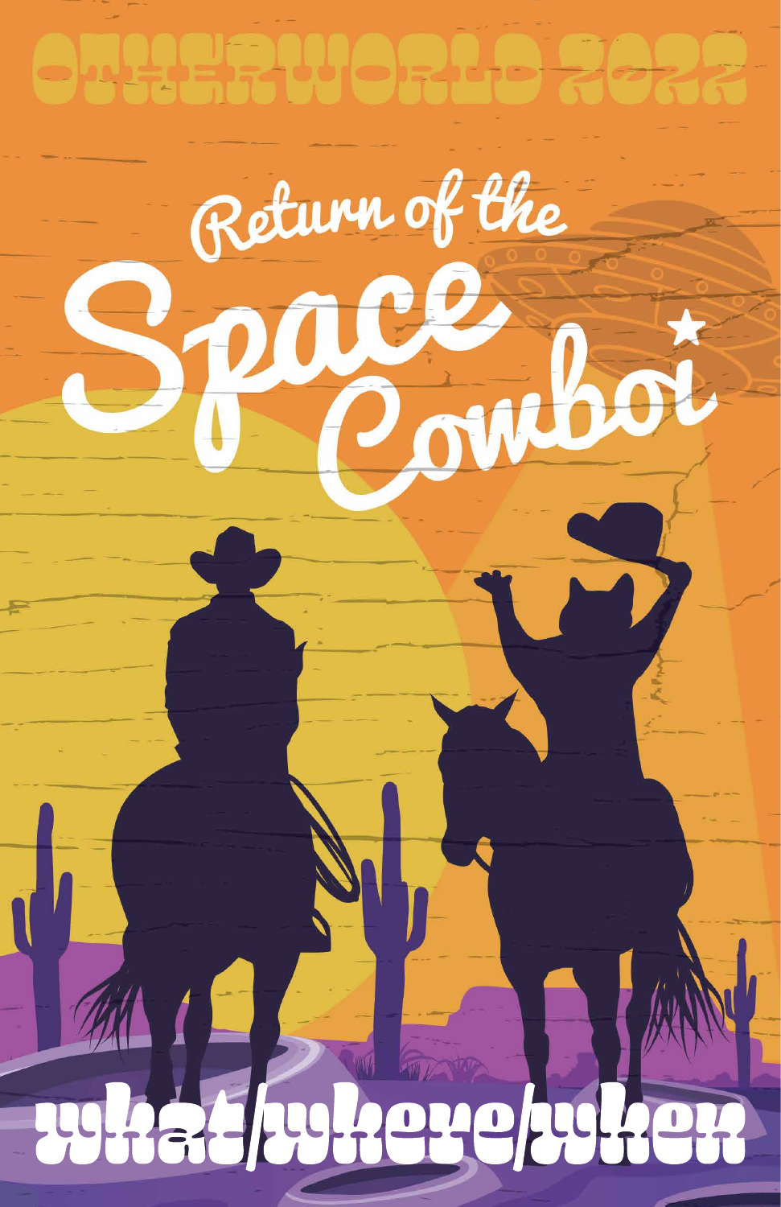# OTHERWORLD 2022

## Return of the Space Cowboi

# what/where/when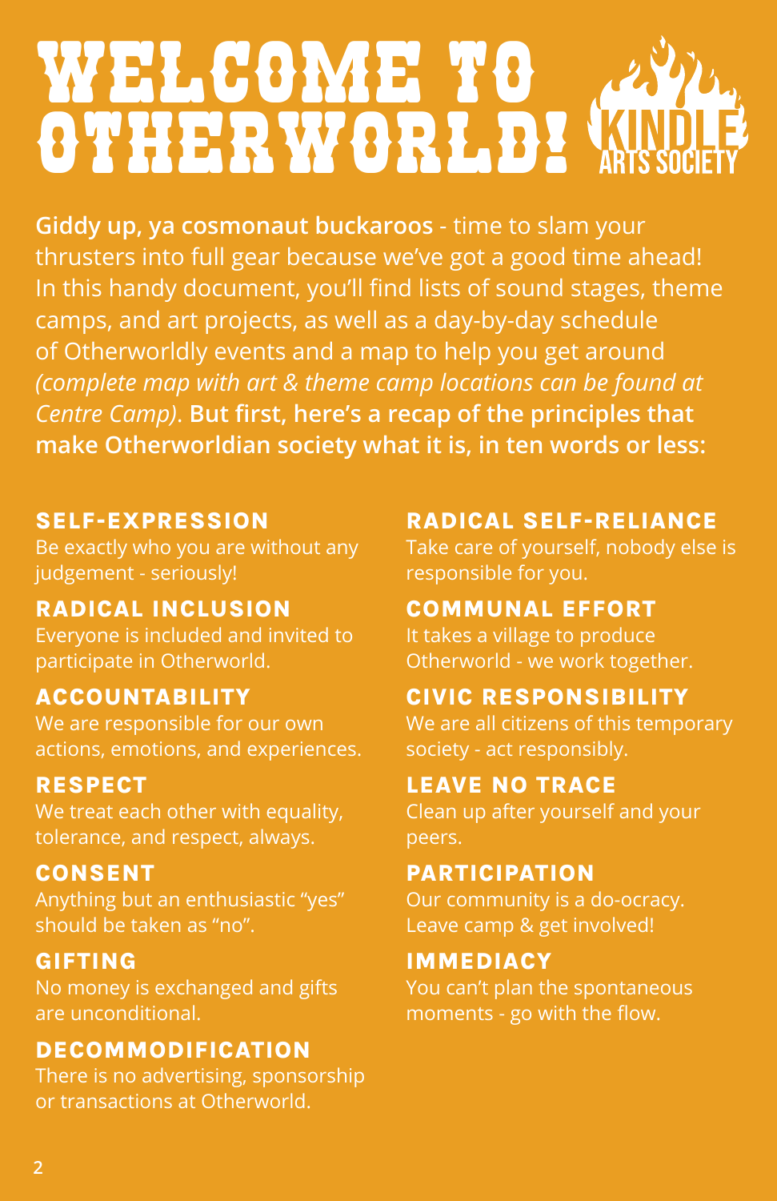# WELCOME TO OTHERWORLD!

KINDLE ARTS SOCIETY

**Giddy up, ya cosmonaut buckaroos** - time to slam your thrusters into full gear because we've got a good time ahead! In this handy document, you'll find lists of sound stages, theme camps, and art projects, as well as a day-by-day schedule of Otherworldly events and a map to help you get around *(complete map with art & theme camp locations can be found at Centre Camp)*. **But first, here's a recap of the principles that make Otherworldian society what it is, in ten words or less:**

### SELF-EXPRESSION
Be exactly who you are without any judgement - seriously!

### RADICAL INCLUSION
Everyone is included and invited to participate in Otherworld.

### ACCOUNTABILITY
We are responsible for our own actions, emotions, and experiences.

### RESPECT
We treat each other with equality, tolerance, and respect, always.

### CONSENT
Anything but an enthusiastic "yes" should be taken as "no".

### GIFTING
No money is exchanged and gifts are unconditional.

### DECOMMODIFICATION
There is no advertising, sponsorship or transactions at Otherworld.

### RADICAL SELF-RELIANCE
Take care of yourself, nobody else is responsible for you.

### COMMUNAL EFFORT
It takes a village to produce Otherworld - we work together.

### CIVIC RESPONSIBILITY
We are all citizens of this temporary society - act responsibly.

### LEAVE NO TRACE
Clean up after yourself and your peers.

### PARTICIPATION
Our community is a do-ocracy. Leave camp & get involved!

### IMMEDIACY
You can't plan the spontaneous moments - go with the flow.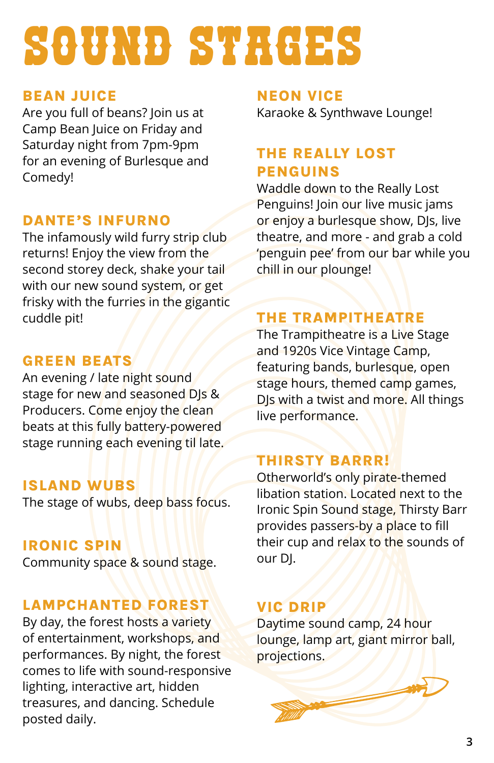# SOUND STAGES

## BEAN JUICE

Are you full of beans? Join us at Camp Bean Juice on Friday and Saturday night from 7pm-9pm for an evening of Burlesque and Comedy!

## DANTE'S INFURNO

The infamously wild furry strip club returns! Enjoy the view from the second storey deck, shake your tail with our new sound system, or get frisky with the furries in the gigantic cuddle pit!

## GREEN BEATS

An evening / late night sound stage for new and seasoned DJs & Producers. Come enjoy the clean beats at this fully battery-powered stage running each evening til late.

## ISLAND WUBS

The stage of wubs, deep bass focus.

## IRONIC SPIN

Community space & sound stage.

## LAMPCHANTED FOREST

By day, the forest hosts a variety of entertainment, workshops, and performances. By night, the forest comes to life with sound-responsive lighting, interactive art, hidden treasures, and dancing. Schedule posted daily.

## NEON VICE

Karaoke & Synthwave Lounge!

## THE REALLY LOST PENGUINS

Waddle down to the Really Lost Penguins! Join our live music jams or enjoy a burlesque show, DJs, live theatre, and more - and grab a cold 'penguin pee' from our bar while you chill in our plounge!

## THE TRAMPITHEATRE

The Trampitheatre is a Live Stage and 1920s Vice Vintage Camp, featuring bands, burlesque, open stage hours, themed camp games, DJs with a twist and more. All things live performance.

## THIRSTY BARRR!

Otherworld's only pirate-themed libation station. Located next to the Ironic Spin Sound stage, Thirsty Barr provides passers-by a place to fill their cup and relax to the sounds of our DJ.

## VIC DRIP

Daytime sound camp, 24 hour lounge, lamp art, giant mirror ball, projections.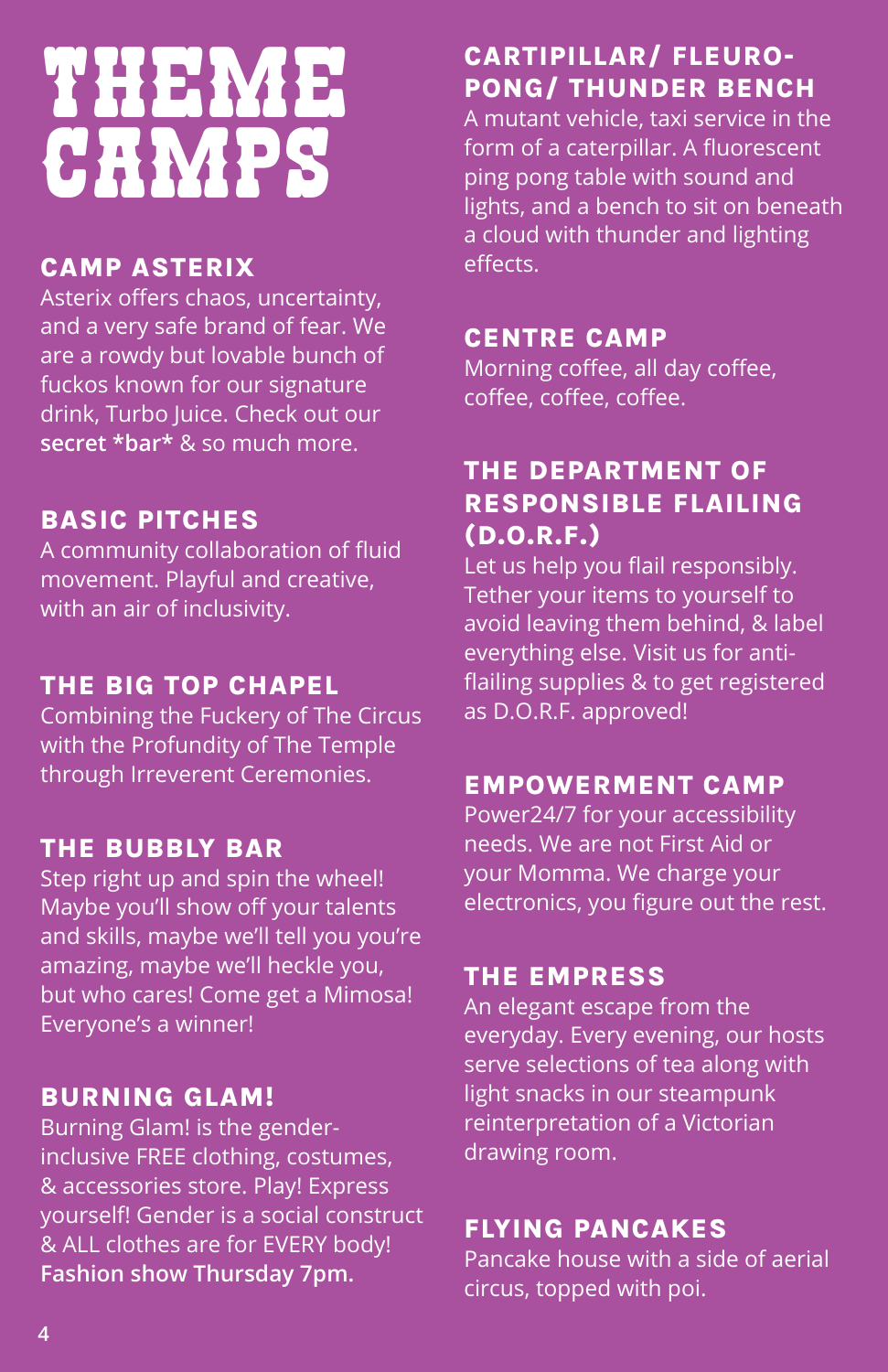# THEME CAMPS

### CAMP ASTERIX

Asterix offers chaos, uncertainty, and a very safe brand of fear. We are a rowdy but lovable bunch of fuckos known for our signature drink, Turbo Juice. Check out our **secret *bar*** & so much more.

### BASIC PITCHES

A community collaboration of fluid movement. Playful and creative, with an air of inclusivity.

### THE BIG TOP CHAPEL

Combining the Fuckery of The Circus with the Profundity of The Temple through Irreverent Ceremonies.

### THE BUBBLY BAR

Step right up and spin the wheel! Maybe you'll show off your talents and skills, maybe we'll tell you you're amazing, maybe we'll heckle you, but who cares! Come get a Mimosa! Everyone's a winner!

### BURNING GLAM!

Burning Glam! is the gender-inclusive FREE clothing, costumes, & accessories store. Play! Express yourself! Gender is a social construct & ALL clothes are for EVERY body! **Fashion show Thursday 7pm.**

### CARTIPILLAR/ FLEURO-PONG/ THUNDER BENCH

A mutant vehicle, taxi service in the form of a caterpillar. A fluorescent ping pong table with sound and lights, and a bench to sit on beneath a cloud with thunder and lighting effects.

### CENTRE CAMP

Morning coffee, all day coffee, coffee, coffee, coffee.

### THE DEPARTMENT OF RESPONSIBLE FLAILING (D.O.R.F.)

Let us help you flail responsibly. Tether your items to yourself to avoid leaving them behind, & label everything else. Visit us for anti-flailing supplies & to get registered as D.O.R.F. approved!

### EMPOWERMENT CAMP

Power24/7 for your accessibility needs. We are not First Aid or your Momma. We charge your electronics, you figure out the rest.

### THE EMPRESS

An elegant escape from the everyday. Every evening, our hosts serve selections of tea along with light snacks in our steampunk reinterpretation of a Victorian drawing room.

### FLYING PANCAKES

Pancake house with a side of aerial circus, topped with poi.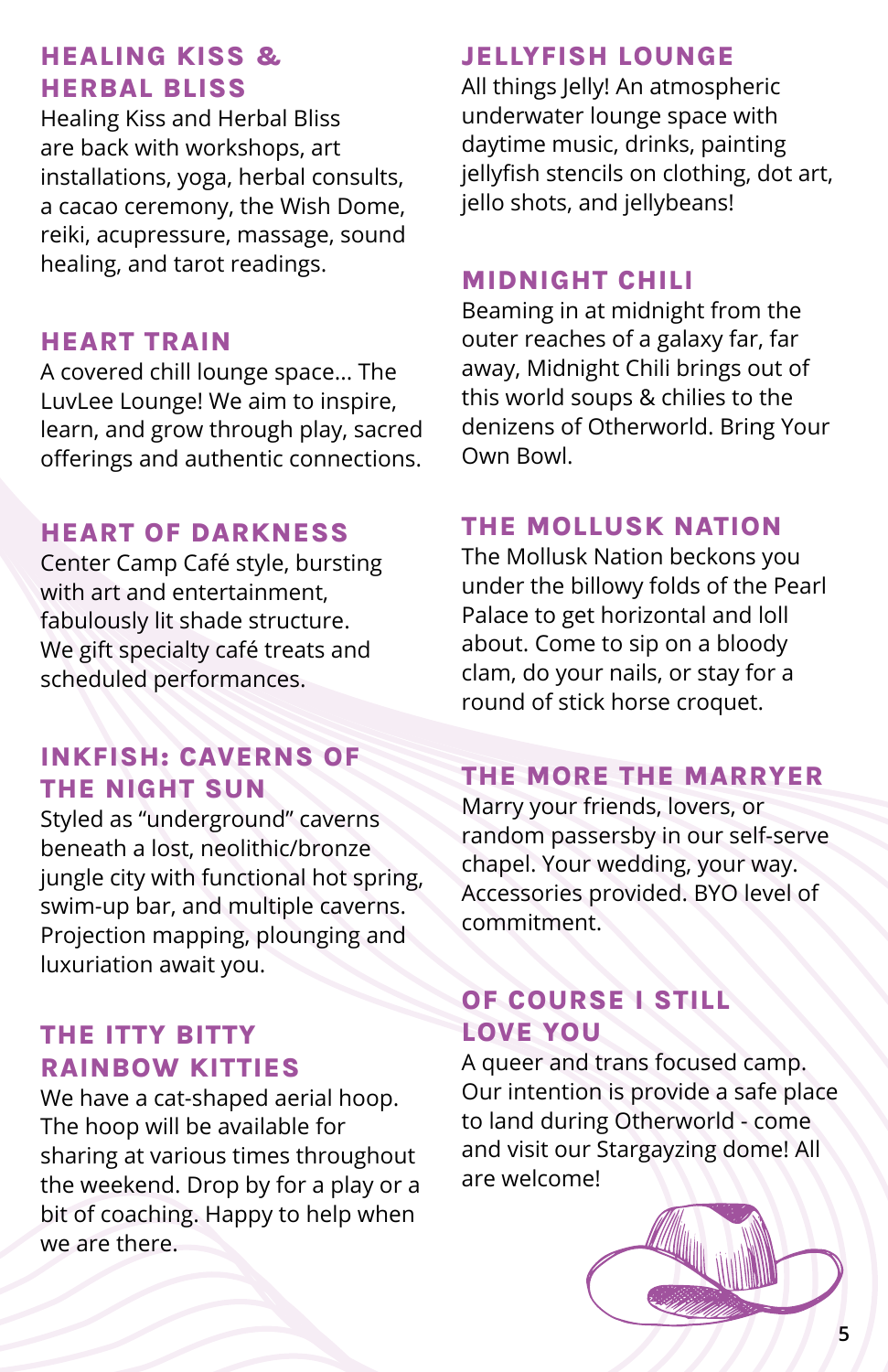## HEALING KISS & HERBAL BLISS

Healing Kiss and Herbal Bliss are back with workshops, art installations, yoga, herbal consults, a cacao ceremony, the Wish Dome, reiki, acupressure, massage, sound healing, and tarot readings.

## HEART TRAIN

A covered chill lounge space… The LuvLee Lounge! We aim to inspire, learn, and grow through play, sacred offerings and authentic connections.

## HEART OF DARKNESS

Center Camp Café style, bursting with art and entertainment, fabulously lit shade structure. We gift specialty café treats and scheduled performances.

## INKFISH: CAVERNS OF THE NIGHT SUN

Styled as "underground" caverns beneath a lost, neolithic/bronze jungle city with functional hot spring, swim-up bar, and multiple caverns. Projection mapping, plounging and luxuriation await you.

## THE ITTY BITTY RAINBOW KITTIES

We have a cat-shaped aerial hoop. The hoop will be available for sharing at various times throughout the weekend. Drop by for a play or a bit of coaching. Happy to help when we are there.

## JELLYFISH LOUNGE

All things Jelly! An atmospheric underwater lounge space with daytime music, drinks, painting jellyfish stencils on clothing, dot art, jello shots, and jellybeans!

## MIDNIGHT CHILI

Beaming in at midnight from the outer reaches of a galaxy far, far away, Midnight Chili brings out of this world soups & chilies to the denizens of Otherworld. Bring Your Own Bowl.

## THE MOLLUSK NATION

The Mollusk Nation beckons you under the billowy folds of the Pearl Palace to get horizontal and loll about. Come to sip on a bloody clam, do your nails, or stay for a round of stick horse croquet.

## THE MORE THE MARRYER

Marry your friends, lovers, or random passersby in our self-serve chapel. Your wedding, your way. Accessories provided. BYO level of commitment.

## OF COURSE I STILL LOVE YOU

A queer and trans focused camp. Our intention is provide a safe place to land during Otherworld - come and visit our Stargayzing dome! All are welcome!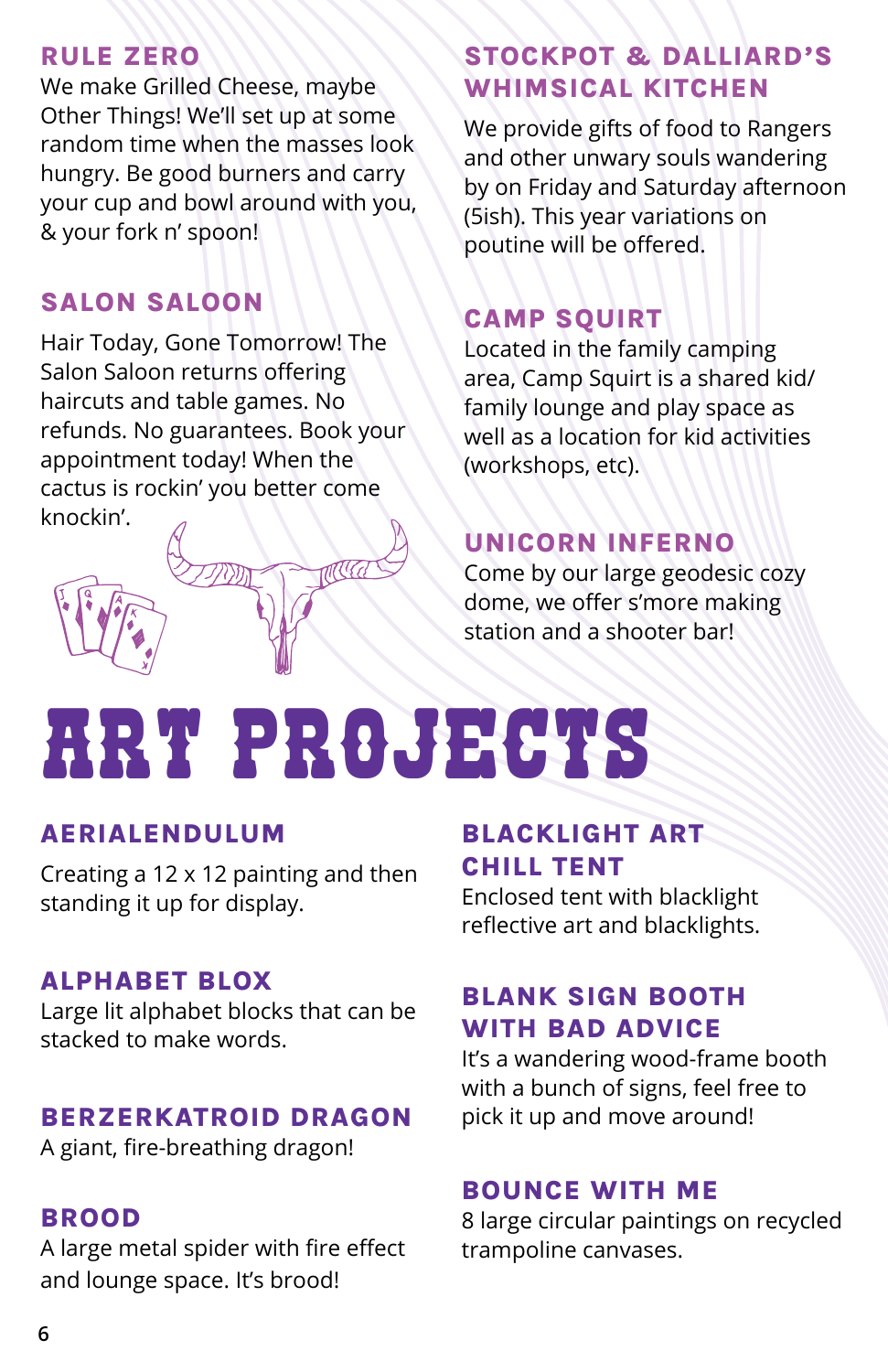### RULE ZERO

We make Grilled Cheese, maybe Other Things! We'll set up at some random time when the masses look hungry. Be good burners and carry your cup and bowl around with you, & your fork n' spoon!

### SALON SALOON

Hair Today, Gone Tomorrow! The Salon Saloon returns offering haircuts and table games. No refunds. No guarantees. Book your appointment today! When the cactus is rockin' you better come knockin'.

### STOCKPOT & DALLIARD'S WHIMSICAL KITCHEN

We provide gifts of food to Rangers and other unwary souls wandering by on Friday and Saturday afternoon (5ish). This year variations on poutine will be offered.

### CAMP SQUIRT

Located in the family camping area, Camp Squirt is a shared kid/family lounge and play space as well as a location for kid activities (workshops, etc).

### UNICORN INFERNO

Come by our large geodesic cozy dome, we offer s'more making station and a shooter bar!

# ART PROJECTS

### AERIALENDULUM

Creating a 12 x 12 painting and then standing it up for display.

### ALPHABET BLOX

Large lit alphabet blocks that can be stacked to make words.

### BERZERKATROID DRAGON

A giant, fire-breathing dragon!

### BROOD

A large metal spider with fire effect and lounge space. It's brood!

### BLACKLIGHT ART CHILL TENT

Enclosed tent with blacklight reflective art and blacklights.

### BLANK SIGN BOOTH WITH BAD ADVICE

It's a wandering wood-frame booth with a bunch of signs, feel free to pick it up and move around!

### BOUNCE WITH ME

8 large circular paintings on recycled trampoline canvases.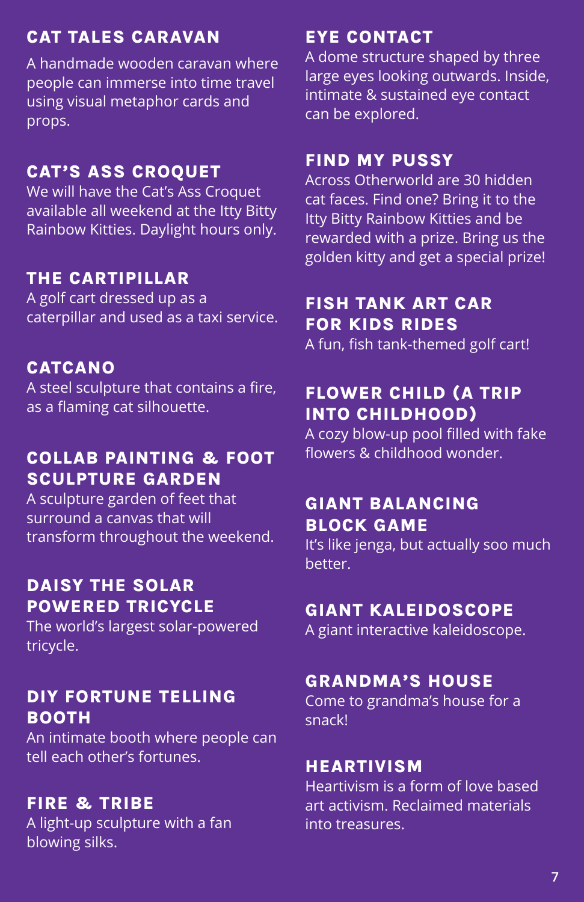## CAT TALES CARAVAN

A handmade wooden caravan where people can immerse into time travel using visual metaphor cards and props.

## CAT'S ASS CROQUET

We will have the Cat's Ass Croquet available all weekend at the Itty Bitty Rainbow Kitties. Daylight hours only.

## THE CARTIPILLAR

A golf cart dressed up as a caterpillar and used as a taxi service.

## CATCANO

A steel sculpture that contains a fire, as a flaming cat silhouette.

## COLLAB PAINTING & FOOT SCULPTURE GARDEN

A sculpture garden of feet that surround a canvas that will transform throughout the weekend.

## DAISY THE SOLAR POWERED TRICYCLE

The world's largest solar-powered tricycle.

## DIY FORTUNE TELLING BOOTH

An intimate booth where people can tell each other's fortunes.

## FIRE & TRIBE

A light-up sculpture with a fan blowing silks.

## EYE CONTACT

A dome structure shaped by three large eyes looking outwards. Inside, intimate & sustained eye contact can be explored.

## FIND MY PUSSY

Across Otherworld are 30 hidden cat faces. Find one? Bring it to the Itty Bitty Rainbow Kitties and be rewarded with a prize. Bring us the golden kitty and get a special prize!

## FISH TANK ART CAR FOR KIDS RIDES

A fun, fish tank-themed golf cart!

## FLOWER CHILD (A TRIP INTO CHILDHOOD)

A cozy blow-up pool filled with fake flowers & childhood wonder.

## GIANT BALANCING BLOCK GAME

It's like jenga, but actually soo much better.

## GIANT KALEIDOSCOPE

A giant interactive kaleidoscope.

## GRANDMA'S HOUSE

Come to grandma's house for a snack!

## HEARTIVISM

Heartivism is a form of love based art activism. Reclaimed materials into treasures.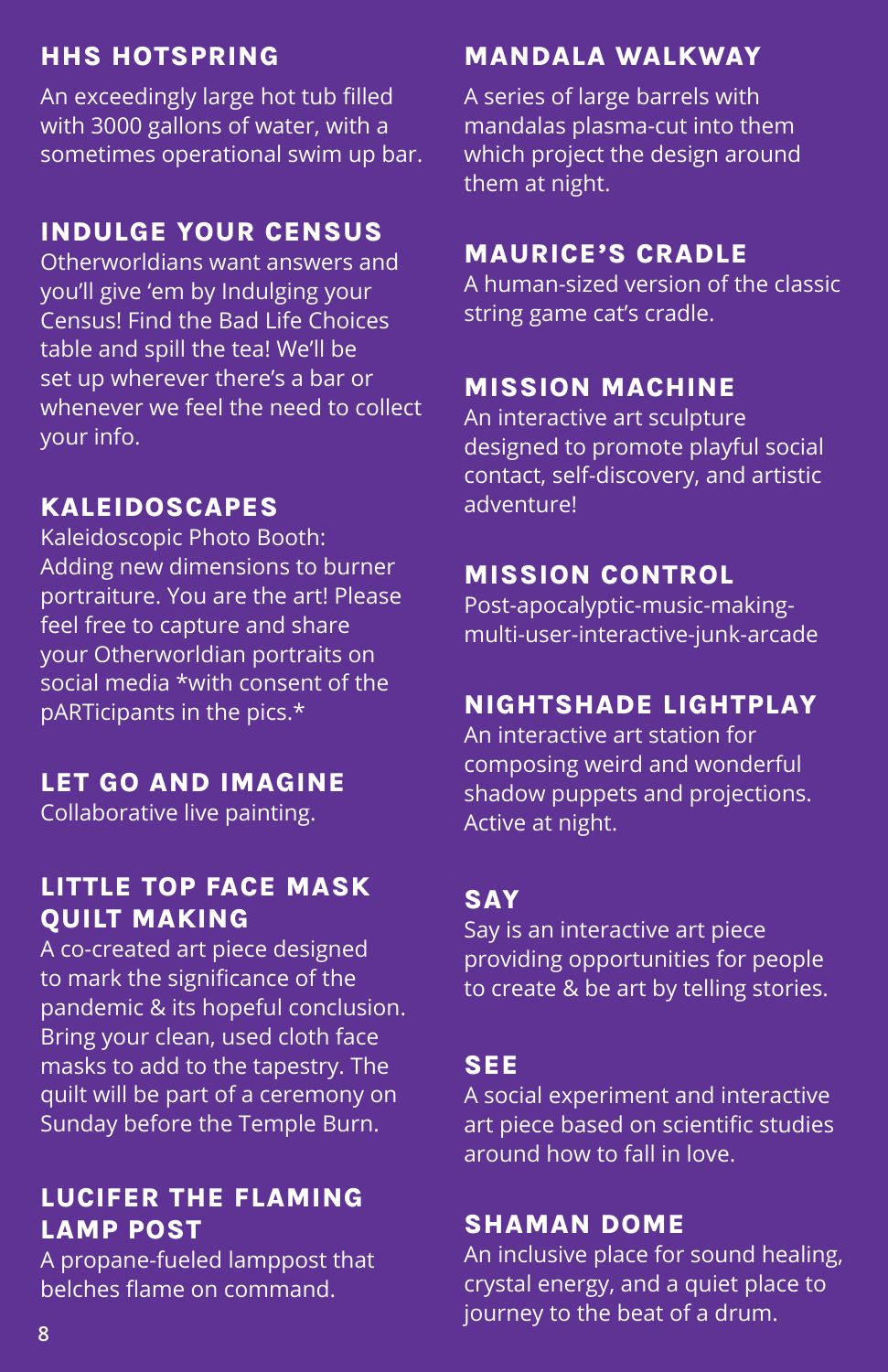## HHS HOTSPRING

An exceedingly large hot tub filled with 3000 gallons of water, with a sometimes operational swim up bar.

## INDULGE YOUR CENSUS

Otherworldians want answers and you'll give 'em by Indulging your Census! Find the Bad Life Choices table and spill the tea! We'll be set up wherever there's a bar or whenever we feel the need to collect your info.

## KALEIDOSCAPES

Kaleidoscopic Photo Booth: Adding new dimensions to burner portraiture. You are the art! Please feel free to capture and share your Otherworldian portraits on social media *with consent of the pARTicipants in the pics.*

## LET GO AND IMAGINE

Collaborative live painting.

## LITTLE TOP FACE MASK QUILT MAKING

A co-created art piece designed to mark the significance of the pandemic & its hopeful conclusion. Bring your clean, used cloth face masks to add to the tapestry. The quilt will be part of a ceremony on Sunday before the Temple Burn.

## LUCIFER THE FLAMING LAMP POST

A propane-fueled lamppost that belches flame on command.

## MANDALA WALKWAY

A series of large barrels with mandalas plasma-cut into them which project the design around them at night.

## MAURICE'S CRADLE

A human-sized version of the classic string game cat's cradle.

## MISSION MACHINE

An interactive art sculpture designed to promote playful social contact, self-discovery, and artistic adventure!

## MISSION CONTROL

Post-apocalyptic-music-making-multi-user-interactive-junk-arcade

## NIGHTSHADE LIGHTPLAY

An interactive art station for composing weird and wonderful shadow puppets and projections. Active at night.

## SAY

Say is an interactive art piece providing opportunities for people to create & be art by telling stories.

## SEE

A social experiment and interactive art piece based on scientific studies around how to fall in love.

## SHAMAN DOME

An inclusive place for sound healing, crystal energy, and a quiet place to journey to the beat of a drum.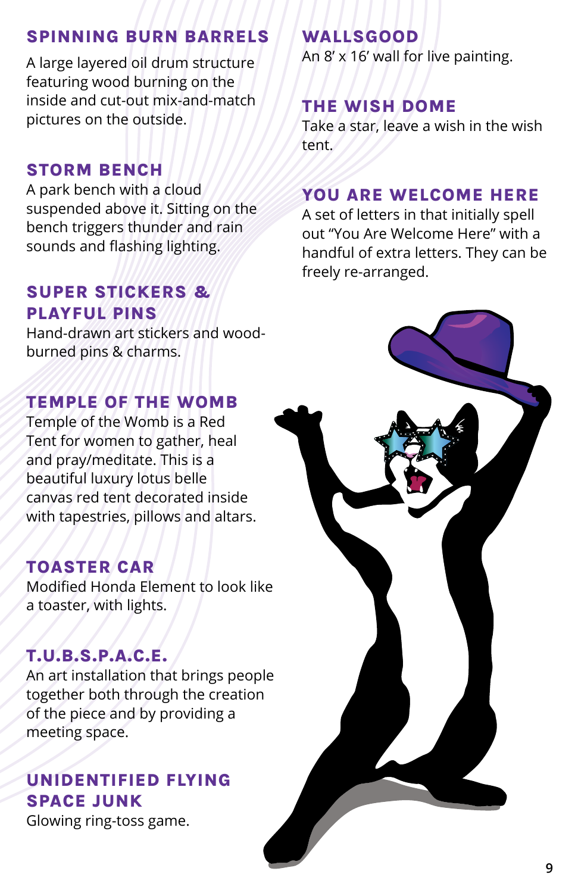## SPINNING BURN BARRELS

A large layered oil drum structure featuring wood burning on the inside and cut-out mix-and-match pictures on the outside.

## STORM BENCH

A park bench with a cloud suspended above it. Sitting on the bench triggers thunder and rain sounds and flashing lighting.

## SUPER STICKERS & PLAYFUL PINS

Hand-drawn art stickers and wood-burned pins & charms.

## TEMPLE OF THE WOMB

Temple of the Womb is a Red Tent for women to gather, heal and pray/meditate. This is a beautiful luxury lotus belle canvas red tent decorated inside with tapestries, pillows and altars.

## TOASTER CAR

Modified Honda Element to look like a toaster, with lights.

## T.U.B.S.P.A.C.E.

An art installation that brings people together both through the creation of the piece and by providing a meeting space.

## UNIDENTIFIED FLYING SPACE JUNK

Glowing ring-toss game.

## WALLSGOOD

An 8′ x 16′ wall for live painting.

## THE WISH DOME

Take a star, leave a wish in the wish tent.

## YOU ARE WELCOME HERE

A set of letters in that initially spell out "You Are Welcome Here" with a handful of extra letters. They can be freely re-arranged.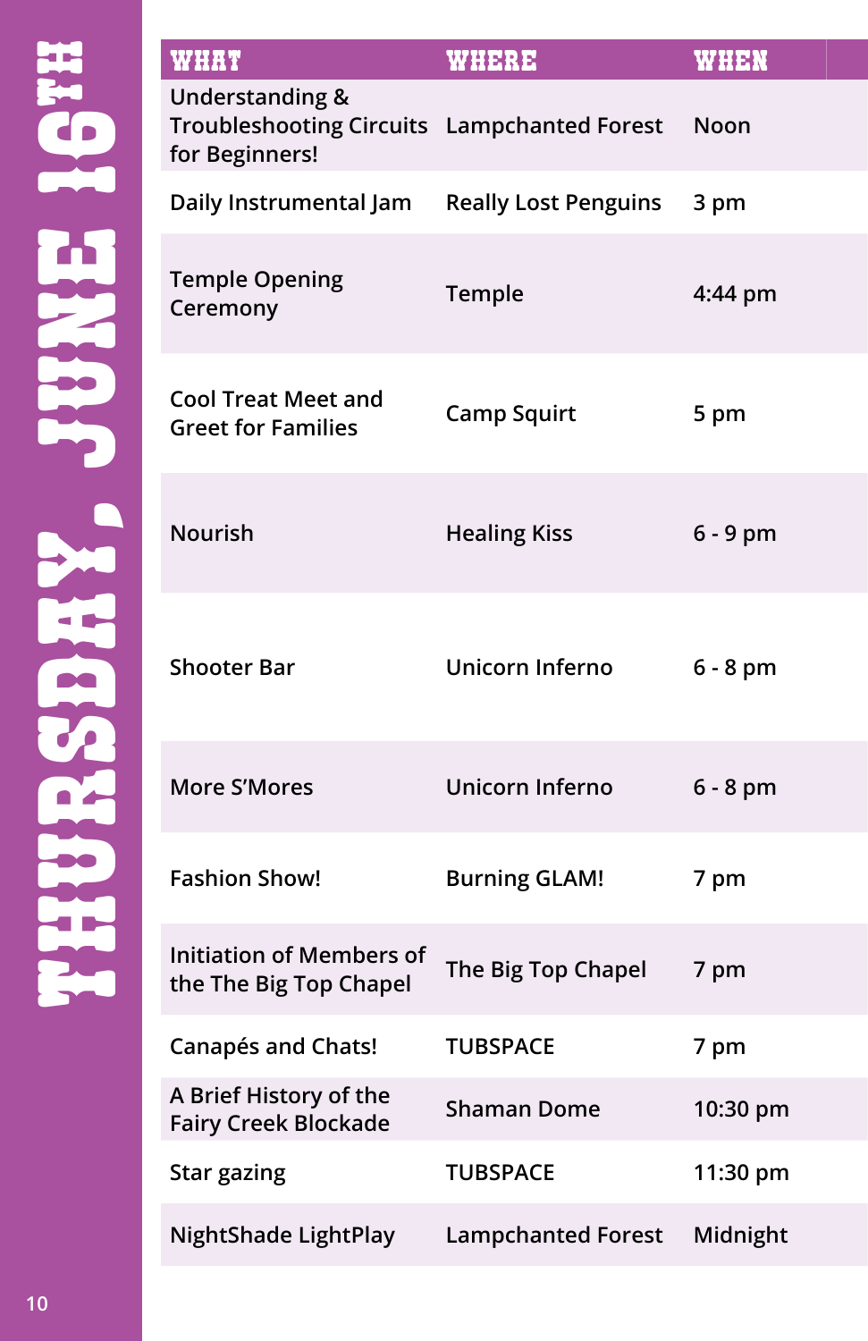# THURSDAY, JUNE 16TH

| WHAT | WHERE | WHEN |
| --- | --- | --- |
| Understanding & Troubleshooting Circuits for Beginners! | Lampchanted Forest | Noon |
| Daily Instrumental Jam | Really Lost Penguins | 3 pm |
| Temple Opening Ceremony | Temple | 4:44 pm |
| Cool Treat Meet and Greet for Families | Camp Squirt | 5 pm |
| Nourish | Healing Kiss | 6 - 9 pm |
| Shooter Bar | Unicorn Inferno | 6 - 8 pm |
| More S'Mores | Unicorn Inferno | 6 - 8 pm |
| Fashion Show! | Burning GLAM! | 7 pm |
| Initiation of Members of the The Big Top Chapel | The Big Top Chapel | 7 pm |
| Canapés and Chats! | TUBSPACE | 7 pm |
| A Brief History of the Fairy Creek Blockade | Shaman Dome | 10:30 pm |
| Star gazing | TUBSPACE | 11:30 pm |
| NightShade LightPlay | Lampchanted Forest | Midnight |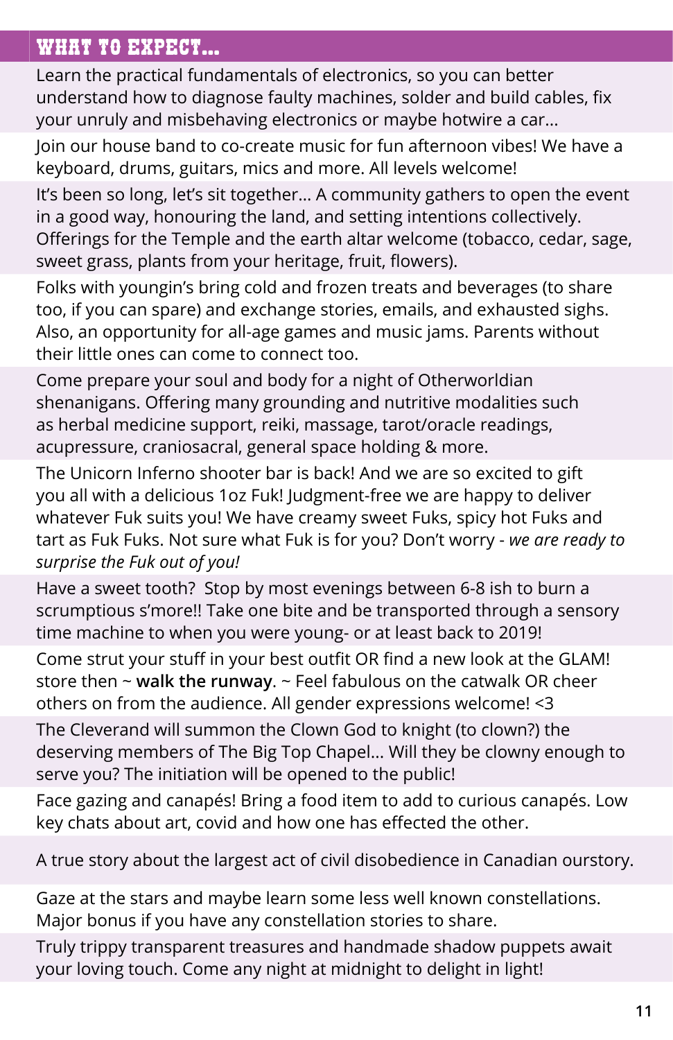## WHAT TO EXPECT...

Learn the practical fundamentals of electronics, so you can better understand how to diagnose faulty machines, solder and build cables, fix your unruly and misbehaving electronics or maybe hotwire a car...

Join our house band to co-create music for fun afternoon vibes! We have a keyboard, drums, guitars, mics and more. All levels welcome!

It's been so long, let's sit together... A community gathers to open the event in a good way, honouring the land, and setting intentions collectively. Offerings for the Temple and the earth altar welcome (tobacco, cedar, sage, sweet grass, plants from your heritage, fruit, flowers).

Folks with youngin's bring cold and frozen treats and beverages (to share too, if you can spare) and exchange stories, emails, and exhausted sighs. Also, an opportunity for all-age games and music jams. Parents without their little ones can come to connect too.

Come prepare your soul and body for a night of Otherworldian shenanigans. Offering many grounding and nutritive modalities such as herbal medicine support, reiki, massage, tarot/oracle readings, acupressure, craniosacral, general space holding & more.

The Unicorn Inferno shooter bar is back! And we are so excited to gift you all with a delicious 1oz Fuk! Judgment-free we are happy to deliver whatever Fuk suits you! We have creamy sweet Fuks, spicy hot Fuks and tart as Fuk Fuks. Not sure what Fuk is for you? Don't worry - *we are ready to surprise the Fuk out of you!*

Have a sweet tooth? Stop by most evenings between 6-8 ish to burn a scrumptious s'more!! Take one bite and be transported through a sensory time machine to when you were young- or at least back to 2019!

Come strut your stuff in your best outfit OR find a new look at the GLAM! store then ~ **walk the runway**. ~ Feel fabulous on the catwalk OR cheer others on from the audience. All gender expressions welcome! <3

The Cleverand will summon the Clown God to knight (to clown?) the deserving members of The Big Top Chapel... Will they be clowny enough to serve you? The initiation will be opened to the public!

Face gazing and canapés! Bring a food item to add to curious canapés. Low key chats about art, covid and how one has effected the other.

A true story about the largest act of civil disobedience in Canadian ourstory.

Gaze at the stars and maybe learn some less well known constellations. Major bonus if you have any constellation stories to share.

Truly trippy transparent treasures and handmade shadow puppets await your loving touch. Come any night at midnight to delight in light!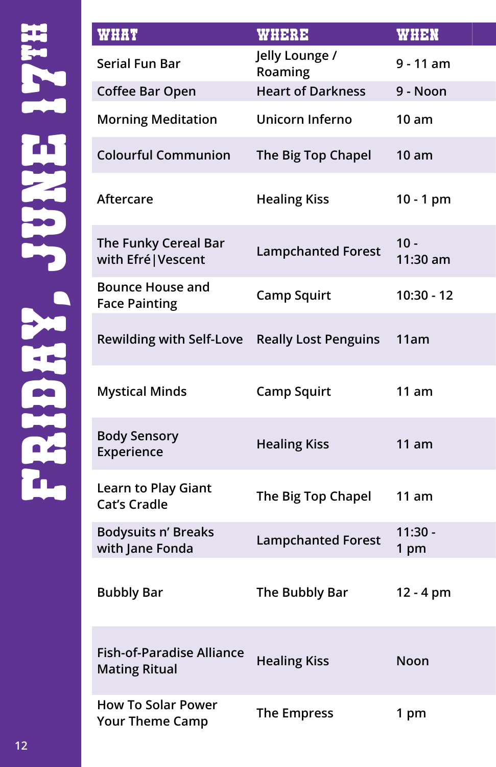# FRIDAY, JUNE 17TH

| WHAT | WHERE | WHEN |
|---|---|---|
| Serial Fun Bar | Jelly Lounge / Roaming | 9 - 11 am |
| Coffee Bar Open | Heart of Darkness | 9 - Noon |
| Morning Meditation | Unicorn Inferno | 10 am |
| Colourful Communion | The Big Top Chapel | 10 am |
| Aftercare | Healing Kiss | 10 - 1 pm |
| The Funky Cereal Bar with Efré\|Vescent | Lampchanted Forest | 10 - 11:30 am |
| Bounce House and Face Painting | Camp Squirt | 10:30 - 12 |
| Rewilding with Self-Love | Really Lost Penguins | 11am |
| Mystical Minds | Camp Squirt | 11 am |
| Body Sensory Experience | Healing Kiss | 11 am |
| Learn to Play Giant Cat's Cradle | The Big Top Chapel | 11 am |
| Bodysuits n' Breaks with Jane Fonda | Lampchanted Forest | 11:30 - 1 pm |
| Bubbly Bar | The Bubbly Bar | 12 - 4 pm |
| Fish-of-Paradise Alliance Mating Ritual | Healing Kiss | Noon |
| How To Solar Power Your Theme Camp | The Empress | 1 pm |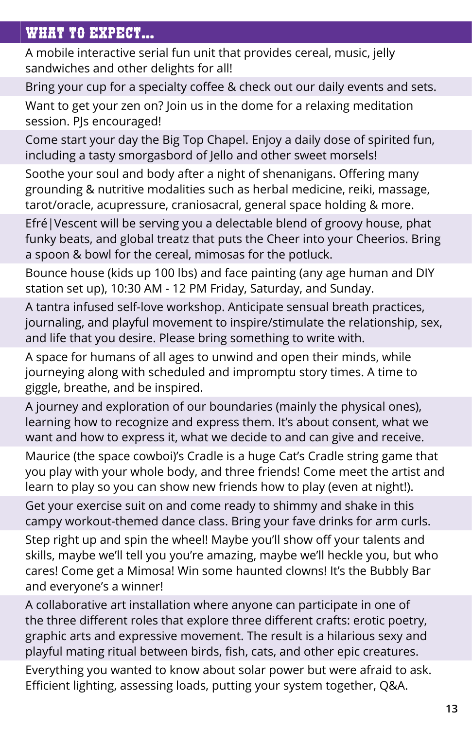## WHAT TO EXPECT...

A mobile interactive serial fun unit that provides cereal, music, jelly sandwiches and other delights for all!

Bring your cup for a specialty coffee & check out our daily events and sets.

Want to get your zen on? Join us in the dome for a relaxing meditation session. PJs encouraged!

Come start your day the Big Top Chapel. Enjoy a daily dose of spirited fun, including a tasty smorgasbord of Jello and other sweet morsels!

Soothe your soul and body after a night of shenanigans. Offering many grounding & nutritive modalities such as herbal medicine, reiki, massage, tarot/oracle, acupressure, craniosacral, general space holding & more.

Efré|Vescent will be serving you a delectable blend of groovy house, phat funky beats, and global treatz that puts the Cheer into your Cheerios. Bring a spoon & bowl for the cereal, mimosas for the potluck.

Bounce house (kids up 100 lbs) and face painting (any age human and DIY station set up), 10:30 AM - 12 PM Friday, Saturday, and Sunday.

A tantra infused self-love workshop. Anticipate sensual breath practices, journaling, and playful movement to inspire/stimulate the relationship, sex, and life that you desire. Please bring something to write with.

A space for humans of all ages to unwind and open their minds, while journeying along with scheduled and impromptu story times. A time to giggle, breathe, and be inspired.

A journey and exploration of our boundaries (mainly the physical ones), learning how to recognize and express them. It's about consent, what we want and how to express it, what we decide to and can give and receive.

Maurice (the space cowboi)'s Cradle is a huge Cat's Cradle string game that you play with your whole body, and three friends! Come meet the artist and learn to play so you can show new friends how to play (even at night!).

Get your exercise suit on and come ready to shimmy and shake in this campy workout-themed dance class. Bring your fave drinks for arm curls.

Step right up and spin the wheel! Maybe you'll show off your talents and skills, maybe we'll tell you you're amazing, maybe we'll heckle you, but who cares! Come get a Mimosa! Win some haunted clowns! It's the Bubbly Bar and everyone's a winner!

A collaborative art installation where anyone can participate in one of the three different roles that explore three different crafts: erotic poetry, graphic arts and expressive movement. The result is a hilarious sexy and playful mating ritual between birds, fish, cats, and other epic creatures.

Everything you wanted to know about solar power but were afraid to ask. Efficient lighting, assessing loads, putting your system together, Q&A.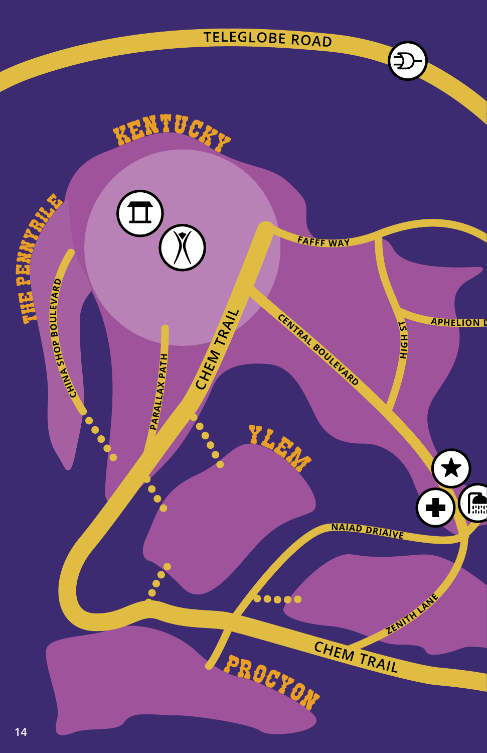TELEGLOBE ROAD

KENTUCKY

THE PENNYRILE

CHINA SHOP BOULEVARD

PARALLAX PATH

CHEM TRAIL

FAFFF WAY

CENTRAL BOULEVARD

HIGH ST

APHELION D

YLEM

NAIAD DRAIVE

ZENITH LANE

CHEM TRAIL

PROCYON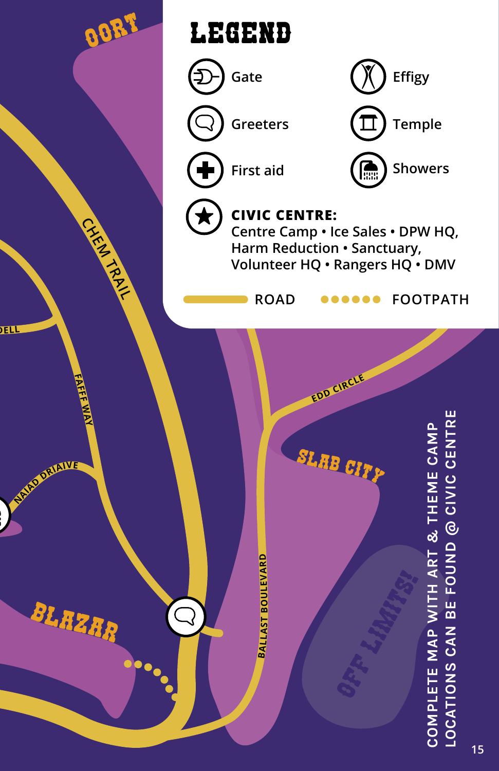# LEGEND

- Gate
- Greeters
- First aid
- Effigy
- Temple
- Showers

**CIVIC CENTRE:**
Centre Camp • Ice Sales • DPW HQ, Harm Reduction • Sanctuary, Volunteer HQ • Rangers HQ • DMV

ROAD — FOOTPATH

OORT

CHEM TRAIL

DELL

FAFFF WAY

NAIAD DRIAIVE

EDD CIRCLE

SLAB CITY

BALLAST BOULEVARD

BLAZAR

OFF LIMITS!

COMPLETE MAP WITH ART & THEME CAMP LOCATIONS CAN BE FOUND @ CIVIC CENTRE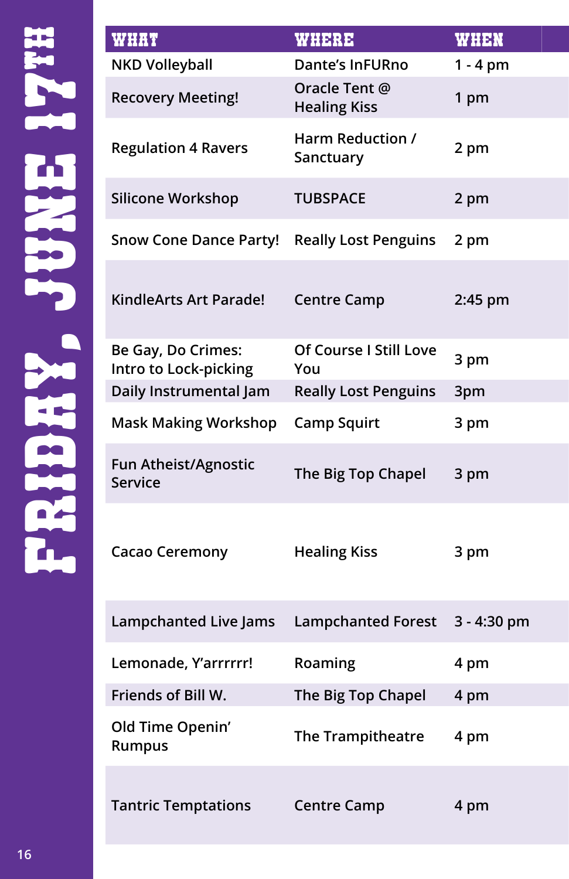# FRIDAY, JUNE 17TH

| WHAT | WHERE | WHEN |
| --- | --- | --- |
| NKD Volleyball | Dante's InFURno | 1 - 4 pm |
| Recovery Meeting! | Oracle Tent @ Healing Kiss | 1 pm |
| Regulation 4 Ravers | Harm Reduction / Sanctuary | 2 pm |
| Silicone Workshop | TUBSPACE | 2 pm |
| Snow Cone Dance Party! | Really Lost Penguins | 2 pm |
| KindleArts Art Parade! | Centre Camp | 2:45 pm |
| Be Gay, Do Crimes: Intro to Lock-picking | Of Course I Still Love You | 3 pm |
| Daily Instrumental Jam | Really Lost Penguins | 3pm |
| Mask Making Workshop | Camp Squirt | 3 pm |
| Fun Atheist/Agnostic Service | The Big Top Chapel | 3 pm |
| Cacao Ceremony | Healing Kiss | 3 pm |
| Lampchanted Live Jams | Lampchanted Forest | 3 - 4:30 pm |
| Lemonade, Y'arrrrrr! | Roaming | 4 pm |
| Friends of Bill W. | The Big Top Chapel | 4 pm |
| Old Time Openin' Rumpus | The Trampitheatre | 4 pm |
| Tantric Temptations | Centre Camp | 4 pm |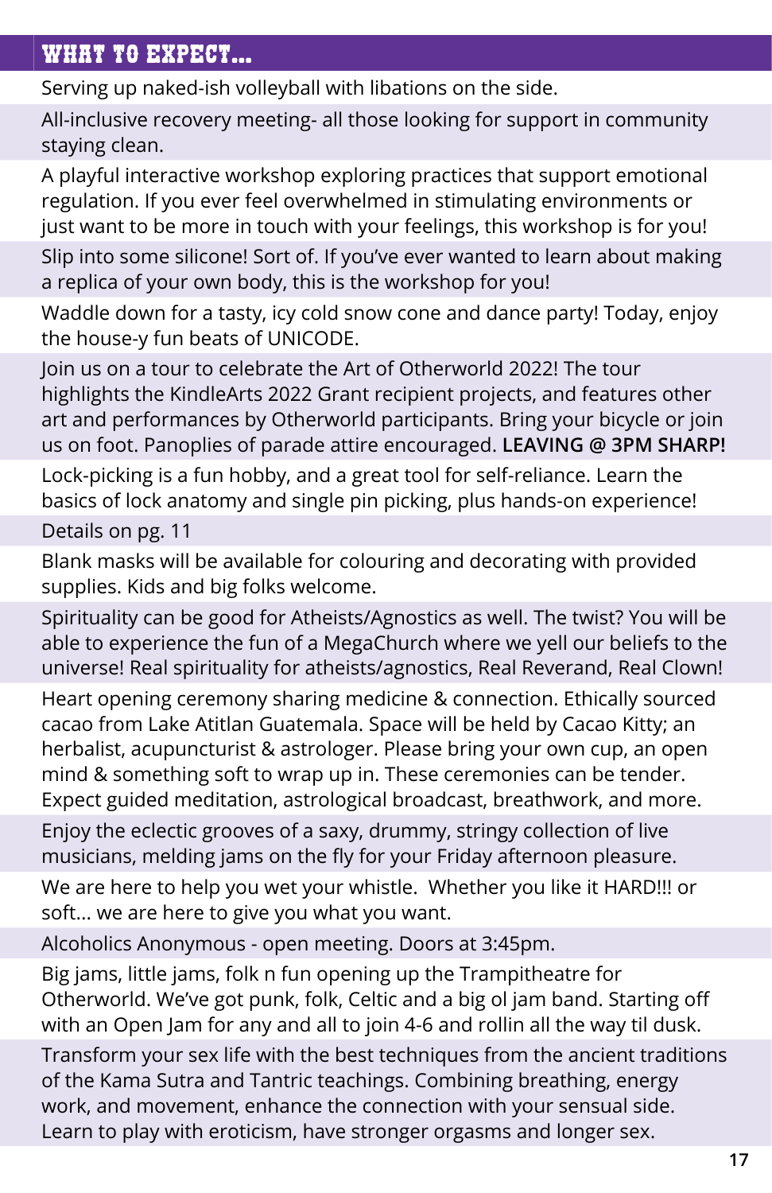## WHAT TO EXPECT...

Serving up naked-ish volleyball with libations on the side.

All-inclusive recovery meeting- all those looking for support in community staying clean.

A playful interactive workshop exploring practices that support emotional regulation. If you ever feel overwhelmed in stimulating environments or just want to be more in touch with your feelings, this workshop is for you!

Slip into some silicone! Sort of. If you've ever wanted to learn about making a replica of your own body, this is the workshop for you!

Waddle down for a tasty, icy cold snow cone and dance party! Today, enjoy the house-y fun beats of UNICODE.

Join us on a tour to celebrate the Art of Otherworld 2022! The tour highlights the KindleArts 2022 Grant recipient projects, and features other art and performances by Otherworld participants. Bring your bicycle or join us on foot. Panoplies of parade attire encouraged. **LEAVING @ 3PM SHARP!**

Lock-picking is a fun hobby, and a great tool for self-reliance. Learn the basics of lock anatomy and single pin picking, plus hands-on experience!

Details on pg. 11

Blank masks will be available for colouring and decorating with provided supplies. Kids and big folks welcome.

Spirituality can be good for Atheists/Agnostics as well. The twist? You will be able to experience the fun of a MegaChurch where we yell our beliefs to the universe! Real spirituality for atheists/agnostics, Real Reverand, Real Clown!

Heart opening ceremony sharing medicine & connection. Ethically sourced cacao from Lake Atitlan Guatemala. Space will be held by Cacao Kitty; an herbalist, acupuncturist & astrologer. Please bring your own cup, an open mind & something soft to wrap up in. These ceremonies can be tender. Expect guided meditation, astrological broadcast, breathwork, and more.

Enjoy the eclectic grooves of a saxy, drummy, stringy collection of live musicians, melding jams on the fly for your Friday afternoon pleasure.

We are here to help you wet your whistle. Whether you like it HARD!!! or soft... we are here to give you what you want.

Alcoholics Anonymous - open meeting. Doors at 3:45pm.

Big jams, little jams, folk n fun opening up the Trampitheatre for Otherworld. We've got punk, folk, Celtic and a big ol jam band. Starting off with an Open Jam for any and all to join 4-6 and rollin all the way til dusk.

Transform your sex life with the best techniques from the ancient traditions of the Kama Sutra and Tantric teachings. Combining breathing, energy work, and movement, enhance the connection with your sensual side. Learn to play with eroticism, have stronger orgasms and longer sex.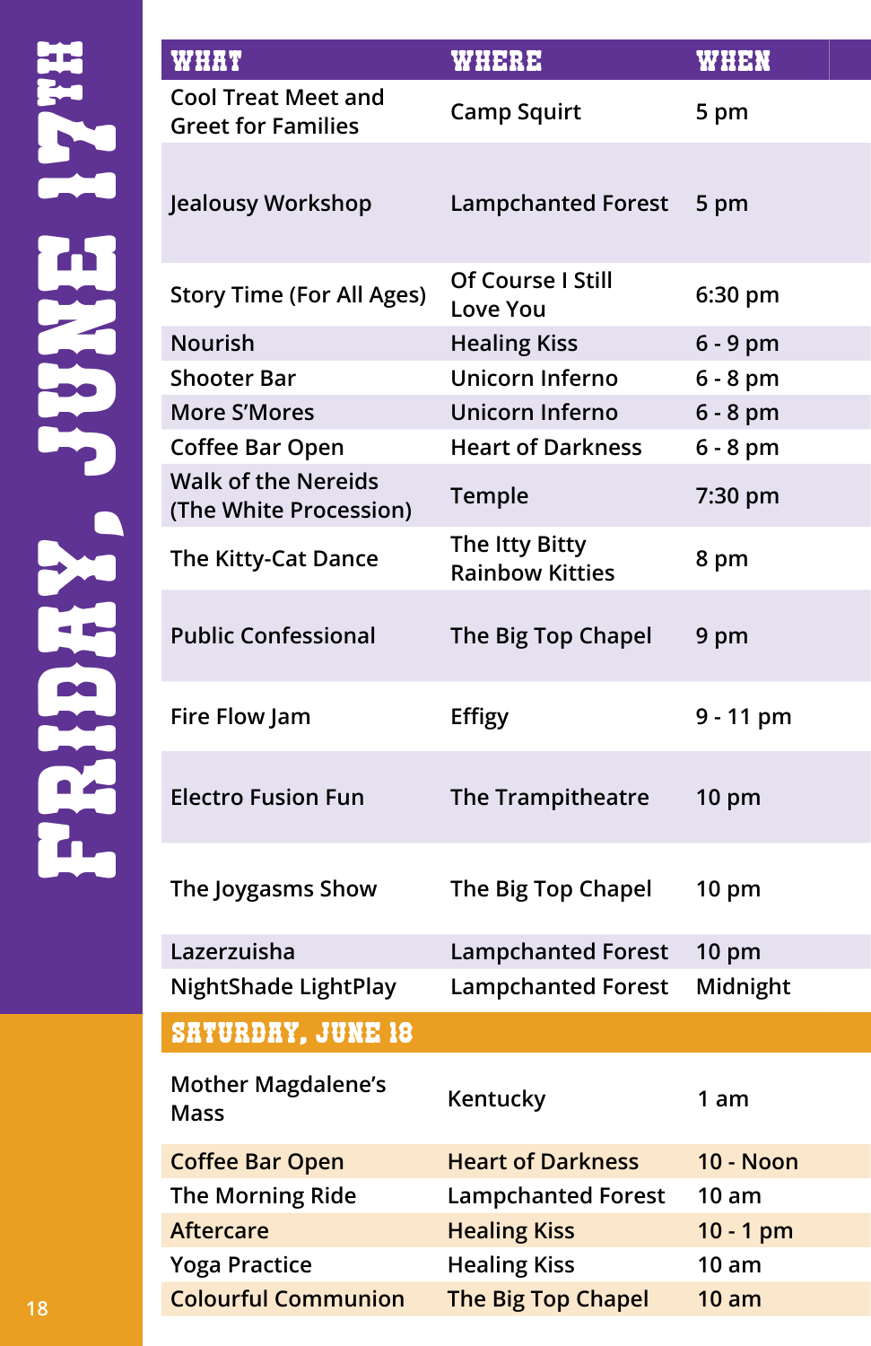## FRIDAY, JUNE 17TH

| WHAT | WHERE | WHEN |
|---|---|---|
| Cool Treat Meet and Greet for Families | Camp Squirt | 5 pm |
| Jealousy Workshop | Lampchanted Forest | 5 pm |
| Story Time (For All Ages) | Of Course I Still Love You | 6:30 pm |
| Nourish | Healing Kiss | 6 - 9 pm |
| Shooter Bar | Unicorn Inferno | 6 - 8 pm |
| More S'Mores | Unicorn Inferno | 6 - 8 pm |
| Coffee Bar Open | Heart of Darkness | 6 - 8 pm |
| Walk of the Nereids (The White Procession) | Temple | 7:30 pm |
| The Kitty-Cat Dance | The Itty Bitty Rainbow Kitties | 8 pm |
| Public Confessional | The Big Top Chapel | 9 pm |
| Fire Flow Jam | Effigy | 9 - 11 pm |
| Electro Fusion Fun | The Trampitheatre | 10 pm |
| The Joygasms Show | The Big Top Chapel | 10 pm |
| Lazerzuisha | Lampchanted Forest | 10 pm |
| NightShade LightPlay | Lampchanted Forest | Midnight |

## SATURDAY, JUNE 18

| WHAT | WHERE | WHEN |
|---|---|---|
| Mother Magdalene's Mass | Kentucky | 1 am |
| Coffee Bar Open | Heart of Darkness | 10 - Noon |
| The Morning Ride | Lampchanted Forest | 10 am |
| Aftercare | Healing Kiss | 10 - 1 pm |
| Yoga Practice | Healing Kiss | 10 am |
| Colourful Communion | The Big Top Chapel | 10 am |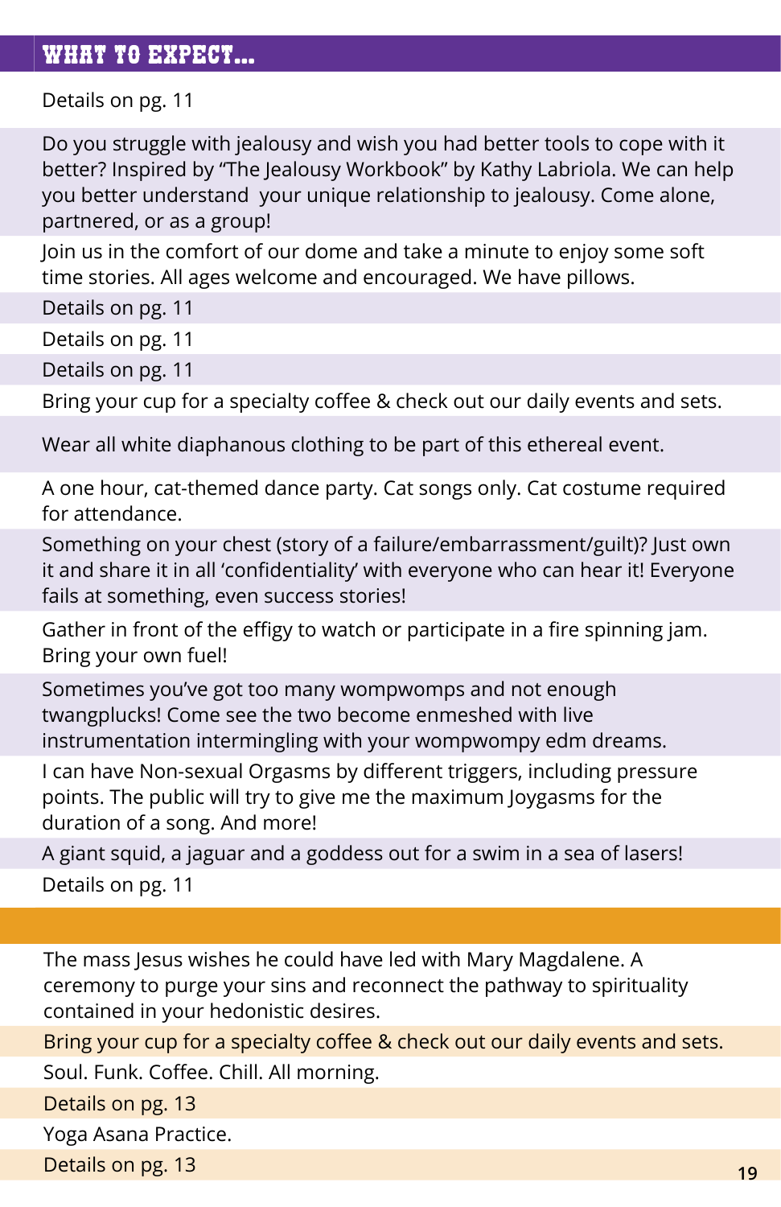## WHAT TO EXPECT...

Details on pg. 11

Do you struggle with jealousy and wish you had better tools to cope with it better? Inspired by "The Jealousy Workbook" by Kathy Labriola. We can help you better understand your unique relationship to jealousy. Come alone, partnered, or as a group!

Join us in the comfort of our dome and take a minute to enjoy some soft time stories. All ages welcome and encouraged. We have pillows.

Details on pg. 11

Details on pg. 11

Details on pg. 11

Bring your cup for a specialty coffee & check out our daily events and sets.

Wear all white diaphanous clothing to be part of this ethereal event.

A one hour, cat-themed dance party. Cat songs only. Cat costume required for attendance.

Something on your chest (story of a failure/embarrassment/guilt)? Just own it and share it in all 'confidentiality' with everyone who can hear it! Everyone fails at something, even success stories!

Gather in front of the effigy to watch or participate in a fire spinning jam. Bring your own fuel!

Sometimes you've got too many wompwomps and not enough twangplucks! Come see the two become enmeshed with live instrumentation intermingling with your wompwompy edm dreams.

I can have Non-sexual Orgasms by different triggers, including pressure points. The public will try to give me the maximum Joygasms for the duration of a song. And more!

A giant squid, a jaguar and a goddess out for a swim in a sea of lasers!

Details on pg. 11

---

The mass Jesus wishes he could have led with Mary Magdalene. A ceremony to purge your sins and reconnect the pathway to spirituality contained in your hedonistic desires.

Bring your cup for a specialty coffee & check out our daily events and sets.

Soul. Funk. Coffee. Chill. All morning.

Details on pg. 13

Yoga Asana Practice.

Details on pg. 13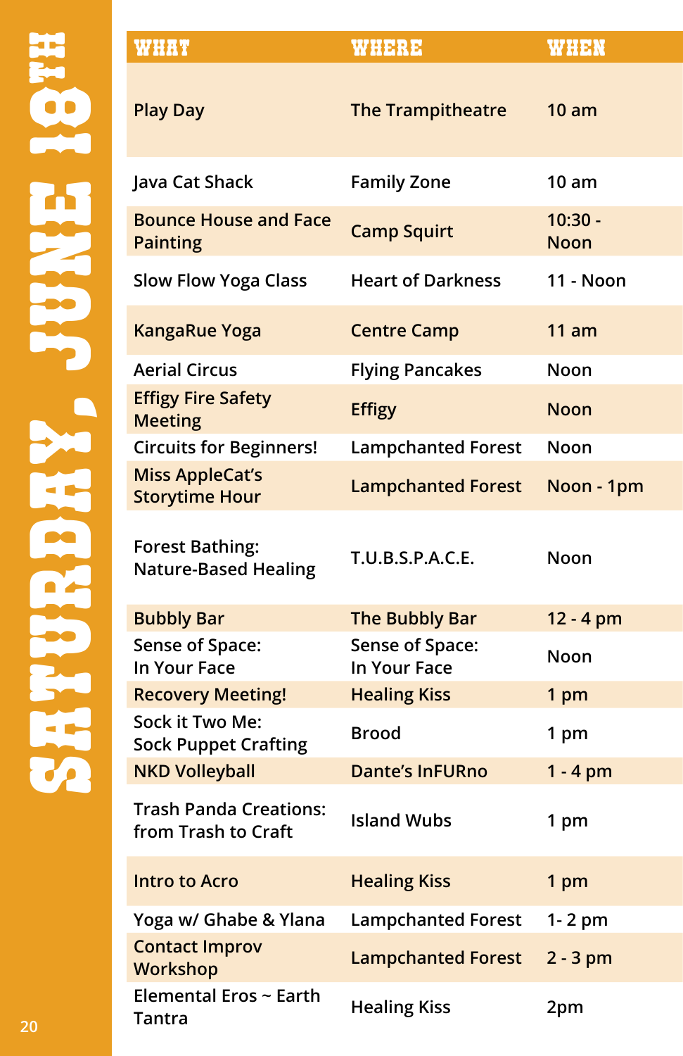# SATURDAY, JUNE 18TH

| WHAT | WHERE | WHEN |
| --- | --- | --- |
| Play Day | The Trampitheatre | 10 am |
| Java Cat Shack | Family Zone | 10 am |
| Bounce House and Face Painting | Camp Squirt | 10:30 - Noon |
| Slow Flow Yoga Class | Heart of Darkness | 11 - Noon |
| KangaRue Yoga | Centre Camp | 11 am |
| Aerial Circus | Flying Pancakes | Noon |
| Effigy Fire Safety Meeting | Effigy | Noon |
| Circuits for Beginners! | Lampchanted Forest | Noon |
| Miss AppleCat's Storytime Hour | Lampchanted Forest | Noon - 1pm |
| Forest Bathing: Nature-Based Healing | T.U.B.S.P.A.C.E. | Noon |
| Bubbly Bar | The Bubbly Bar | 12 - 4 pm |
| Sense of Space: In Your Face | Sense of Space: In Your Face | Noon |
| Recovery Meeting! | Healing Kiss | 1 pm |
| Sock it Two Me: Sock Puppet Crafting | Brood | 1 pm |
| NKD Volleyball | Dante's InFURno | 1 - 4 pm |
| Trash Panda Creations: from Trash to Craft | Island Wubs | 1 pm |
| Intro to Acro | Healing Kiss | 1 pm |
| Yoga w/ Ghabe & Ylana | Lampchanted Forest | 1- 2 pm |
| Contact Improv Workshop | Lampchanted Forest | 2 - 3 pm |
| Elemental Eros ~ Earth Tantra | Healing Kiss | 2pm |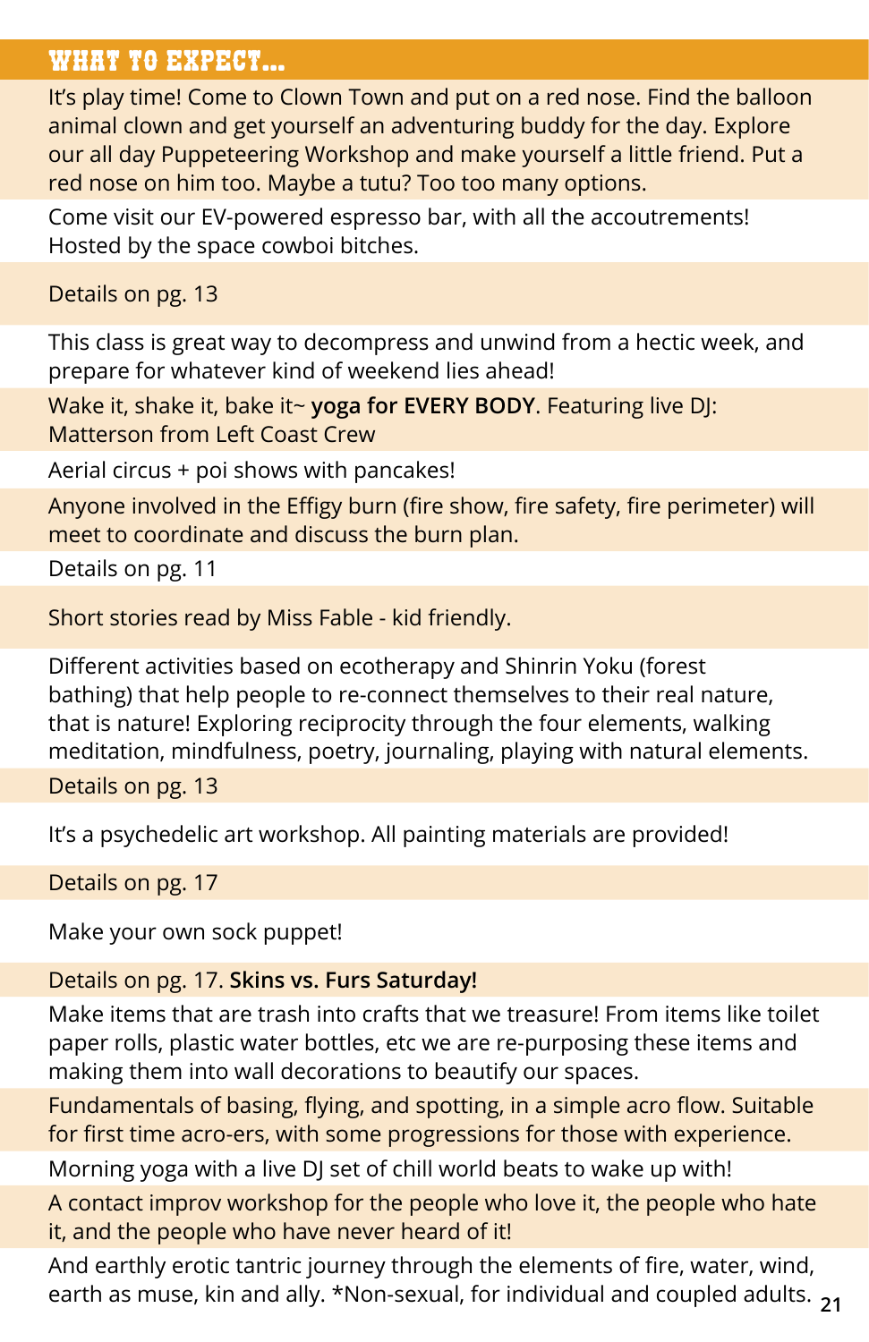## WHAT TO EXPECT...

It's play time! Come to Clown Town and put on a red nose. Find the balloon animal clown and get yourself an adventuring buddy for the day. Explore our all day Puppeteering Workshop and make yourself a little friend. Put a red nose on him too. Maybe a tutu? Too too many options.

Come visit our EV-powered espresso bar, with all the accoutrements! Hosted by the space cowboi bitches.

Details on pg. 13

This class is great way to decompress and unwind from a hectic week, and prepare for whatever kind of weekend lies ahead!

Wake it, shake it, bake it~ **yoga for EVERY BODY**. Featuring live DJ: Matterson from Left Coast Crew

Aerial circus + poi shows with pancakes!

Anyone involved in the Effigy burn (fire show, fire safety, fire perimeter) will meet to coordinate and discuss the burn plan.

Details on pg. 11

Short stories read by Miss Fable - kid friendly.

Different activities based on ecotherapy and Shinrin Yoku (forest bathing) that help people to re-connect themselves to their real nature, that is nature! Exploring reciprocity through the four elements, walking meditation, mindfulness, poetry, journaling, playing with natural elements.

Details on pg. 13

It's a psychedelic art workshop. All painting materials are provided!

Details on pg. 17

Make your own sock puppet!

Details on pg. 17. **Skins vs. Furs Saturday!**

Make items that are trash into crafts that we treasure! From items like toilet paper rolls, plastic water bottles, etc we are re-purposing these items and making them into wall decorations to beautify our spaces.

Fundamentals of basing, flying, and spotting, in a simple acro flow. Suitable for first time acro-ers, with some progressions for those with experience.

Morning yoga with a live DJ set of chill world beats to wake up with!

A contact improv workshop for the people who love it, the people who hate it, and the people who have never heard of it!

And earthly erotic tantric journey through the elements of fire, water, wind, earth as muse, kin and ally. *Non-sexual, for individual and coupled adults.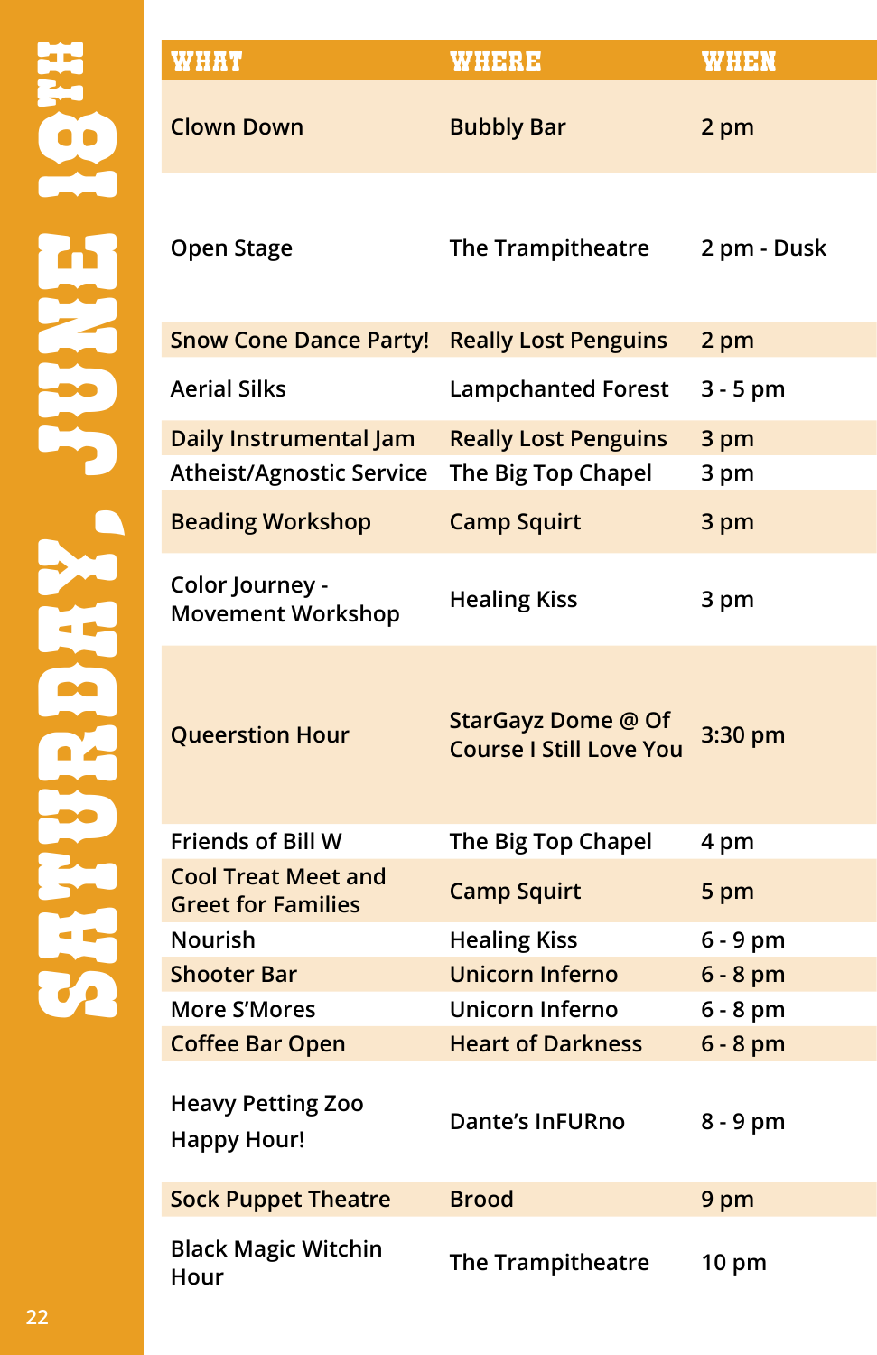# SATURDAY, JUNE 18TH

| WHAT | WHERE | WHEN |
| --- | --- | --- |
| Clown Down | Bubbly Bar | 2 pm |
| Open Stage | The Trampitheatre | 2 pm - Dusk |
| Snow Cone Dance Party! | Really Lost Penguins | 2 pm |
| Aerial Silks | Lampchanted Forest | 3 - 5 pm |
| Daily Instrumental Jam | Really Lost Penguins | 3 pm |
| Atheist/Agnostic Service | The Big Top Chapel | 3 pm |
| Beading Workshop | Camp Squirt | 3 pm |
| Color Journey - Movement Workshop | Healing Kiss | 3 pm |
| Queerstion Hour | StarGayz Dome @ Of Course I Still Love You | 3:30 pm |
| Friends of Bill W | The Big Top Chapel | 4 pm |
| Cool Treat Meet and Greet for Families | Camp Squirt | 5 pm |
| Nourish | Healing Kiss | 6 - 9 pm |
| Shooter Bar | Unicorn Inferno | 6 - 8 pm |
| More S'Mores | Unicorn Inferno | 6 - 8 pm |
| Coffee Bar Open | Heart of Darkness | 6 - 8 pm |
| Heavy Petting Zoo Happy Hour! | Dante's InFURno | 8 - 9 pm |
| Sock Puppet Theatre | Brood | 9 pm |
| Black Magic Witchin Hour | The Trampitheatre | 10 pm |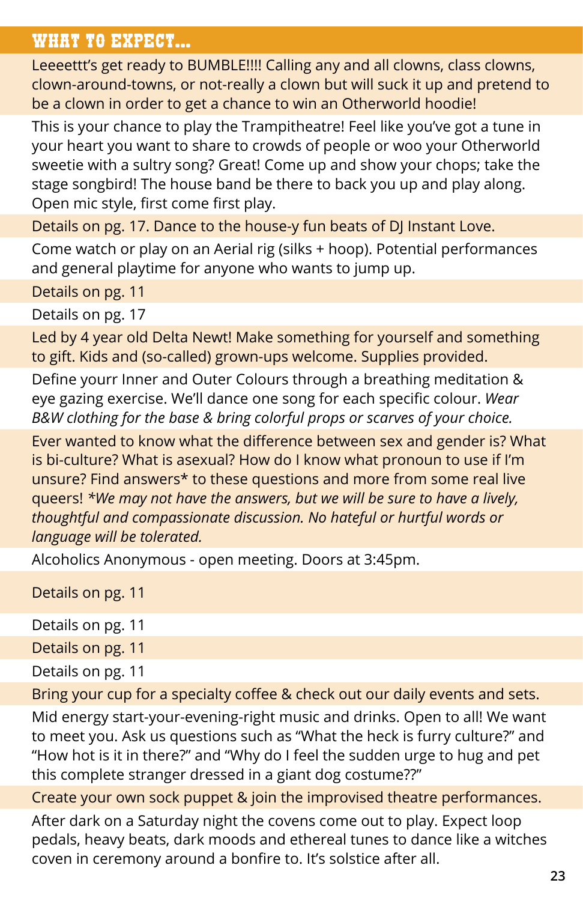## WHAT TO EXPECT...

Leeeettt's get ready to BUMBLE!!!! Calling any and all clowns, class clowns, clown-around-towns, or not-really a clown but will suck it up and pretend to be a clown in order to get a chance to win an Otherworld hoodie!

This is your chance to play the Trampitheatre! Feel like you've got a tune in your heart you want to share to crowds of people or woo your Otherworld sweetie with a sultry song? Great! Come up and show your chops; take the stage songbird! The house band be there to back you up and play along. Open mic style, first come first play.

Details on pg. 17. Dance to the house-y fun beats of DJ Instant Love.

Come watch or play on an Aerial rig (silks + hoop). Potential performances and general playtime for anyone who wants to jump up.

Details on pg. 11

Details on pg. 17

Led by 4 year old Delta Newt! Make something for yourself and something to gift. Kids and (so-called) grown-ups welcome. Supplies provided.

Define yourr Inner and Outer Colours through a breathing meditation & eye gazing exercise. We'll dance one song for each specific colour. *Wear B&W clothing for the base & bring colorful props or scarves of your choice.*

Ever wanted to know what the difference between sex and gender is? What is bi-culture? What is asexual? How do I know what pronoun to use if I'm unsure? Find answers* to these questions and more from some real live queers! *\*We may not have the answers, but we will be sure to have a lively, thoughtful and compassionate discussion. No hateful or hurtful words or language will be tolerated.*

Alcoholics Anonymous - open meeting. Doors at 3:45pm.

Details on pg. 11

Details on pg. 11

Details on pg. 11

Details on pg. 11

Bring your cup for a specialty coffee & check out our daily events and sets.

Mid energy start-your-evening-right music and drinks. Open to all! We want to meet you. Ask us questions such as "What the heck is furry culture?" and "How hot is it in there?" and "Why do I feel the sudden urge to hug and pet this complete stranger dressed in a giant dog costume??"

Create your own sock puppet & join the improvised theatre performances.

After dark on a Saturday night the covens come out to play. Expect loop pedals, heavy beats, dark moods and ethereal tunes to dance like a witches coven in ceremony around a bonfire to. It's solstice after all.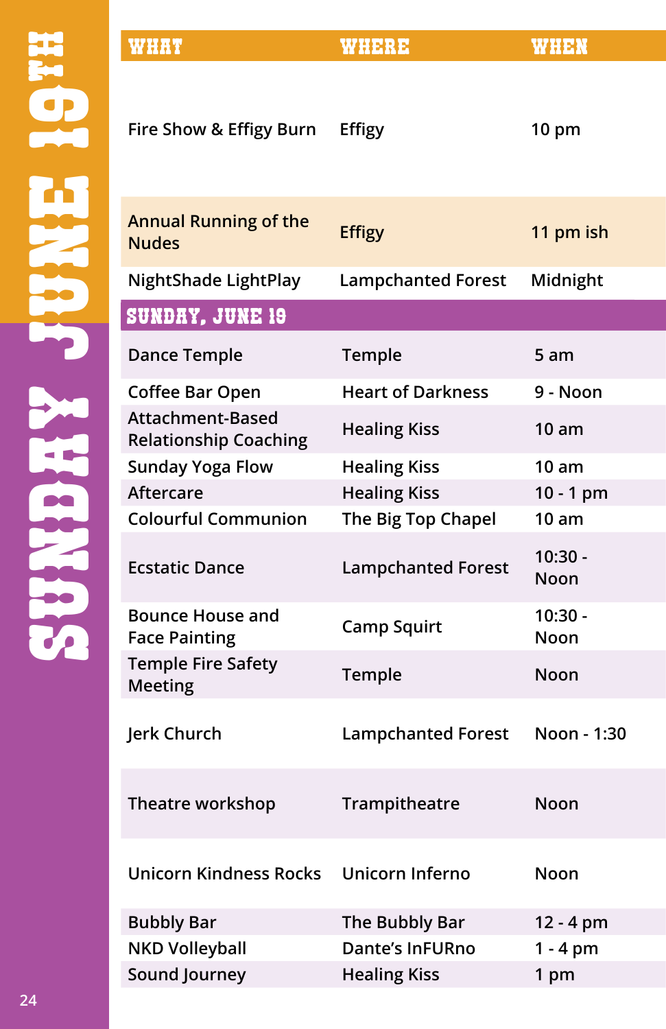| WHAT | WHERE | WHEN |
|---|---|---|
| Fire Show & Effigy Burn | Effigy | 10 pm |
| Annual Running of the Nudes | Effigy | 11 pm ish |
| NightShade LightPlay | Lampchanted Forest | Midnight |
| **SUNDAY, JUNE 19** | | |
| Dance Temple | Temple | 5 am |
| Coffee Bar Open | Heart of Darkness | 9 - Noon |
| Attachment-Based Relationship Coaching | Healing Kiss | 10 am |
| Sunday Yoga Flow | Healing Kiss | 10 am |
| Aftercare | Healing Kiss | 10 - 1 pm |
| Colourful Communion | The Big Top Chapel | 10 am |
| Ecstatic Dance | Lampchanted Forest | 10:30 - Noon |
| Bounce House and Face Painting | Camp Squirt | 10:30 - Noon |
| Temple Fire Safety Meeting | Temple | Noon |
| Jerk Church | Lampchanted Forest | Noon - 1:30 |
| Theatre workshop | Trampitheatre | Noon |
| Unicorn Kindness Rocks | Unicorn Inferno | Noon |
| Bubbly Bar | The Bubbly Bar | 12 - 4 pm |
| NKD Volleyball | Dante's InFURno | 1 - 4 pm |
| Sound Journey | Healing Kiss | 1 pm |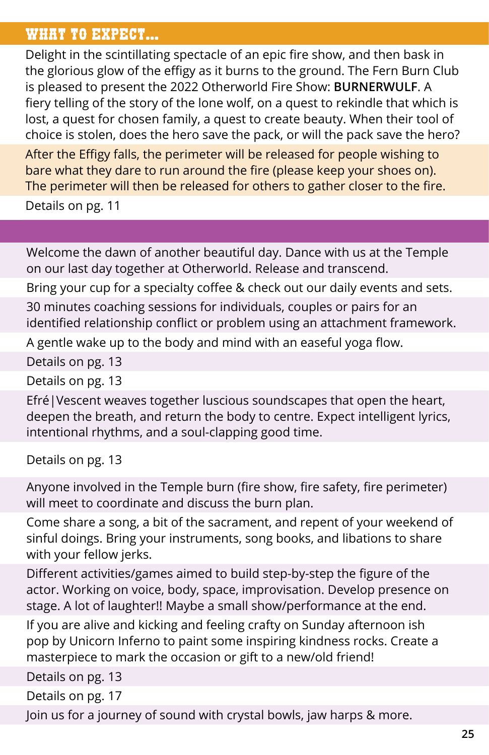## WHAT TO EXPECT...

Delight in the scintillating spectacle of an epic fire show, and then bask in the glorious glow of the effigy as it burns to the ground. The Fern Burn Club is pleased to present the 2022 Otherworld Fire Show: **BURNERWULF**. A fiery telling of the story of the lone wolf, on a quest to rekindle that which is lost, a quest for chosen family, a quest to create beauty. When their tool of choice is stolen, does the hero save the pack, or will the pack save the hero?

After the Effigy falls, the perimeter will be released for people wishing to bare what they dare to run around the fire (please keep your shoes on). The perimeter will then be released for others to gather closer to the fire.

Details on pg. 11

---

Welcome the dawn of another beautiful day. Dance with us at the Temple on our last day together at Otherworld. Release and transcend.

Bring your cup for a specialty coffee & check out our daily events and sets.

30 minutes coaching sessions for individuals, couples or pairs for an identified relationship conflict or problem using an attachment framework.

A gentle wake up to the body and mind with an easeful yoga flow.

Details on pg. 13

Details on pg. 13

Efré|Vescent weaves together luscious soundscapes that open the heart, deepen the breath, and return the body to centre. Expect intelligent lyrics, intentional rhythms, and a soul-clapping good time.

Details on pg. 13

Anyone involved in the Temple burn (fire show, fire safety, fire perimeter) will meet to coordinate and discuss the burn plan.

Come share a song, a bit of the sacrament, and repent of your weekend of sinful doings. Bring your instruments, song books, and libations to share with your fellow jerks.

Different activities/games aimed to build step-by-step the figure of the actor. Working on voice, body, space, improvisation. Develop presence on stage. A lot of laughter!! Maybe a small show/performance at the end.

If you are alive and kicking and feeling crafty on Sunday afternoon ish pop by Unicorn Inferno to paint some inspiring kindness rocks. Create a masterpiece to mark the occasion or gift to a new/old friend!

Details on pg. 13

Details on pg. 17

Join us for a journey of sound with crystal bowls, jaw harps & more.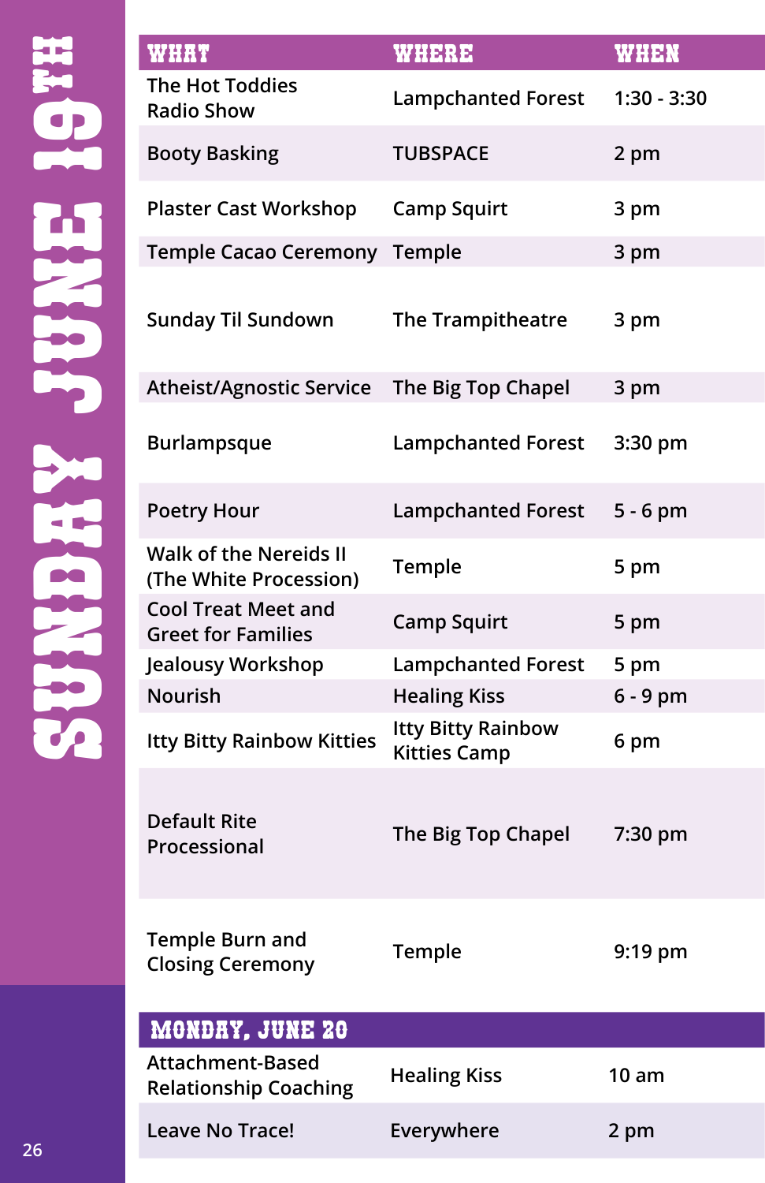# SUNDAY JUNE 19TH

| WHAT | WHERE | WHEN |
|---|---|---|
| The Hot Toddies Radio Show | Lampchanted Forest | 1:30 - 3:30 |
| Booty Basking | TUBSPACE | 2 pm |
| Plaster Cast Workshop | Camp Squirt | 3 pm |
| Temple Cacao Ceremony | Temple | 3 pm |
| Sunday Til Sundown | The Trampitheatre | 3 pm |
| Atheist/Agnostic Service | The Big Top Chapel | 3 pm |
| Burlampsque | Lampchanted Forest | 3:30 pm |
| Poetry Hour | Lampchanted Forest | 5 - 6 pm |
| Walk of the Nereids II (The White Procession) | Temple | 5 pm |
| Cool Treat Meet and Greet for Families | Camp Squirt | 5 pm |
| Jealousy Workshop | Lampchanted Forest | 5 pm |
| Nourish | Healing Kiss | 6 - 9 pm |
| Itty Bitty Rainbow Kitties | Itty Bitty Rainbow Kitties Camp | 6 pm |
| Default Rite Processional | The Big Top Chapel | 7:30 pm |
| Temple Burn and Closing Ceremony | Temple | 9:19 pm |

## MONDAY, JUNE 20

| WHAT | WHERE | WHEN |
|---|---|---|
| Attachment-Based Relationship Coaching | Healing Kiss | 10 am |
| Leave No Trace! | Everywhere | 2 pm |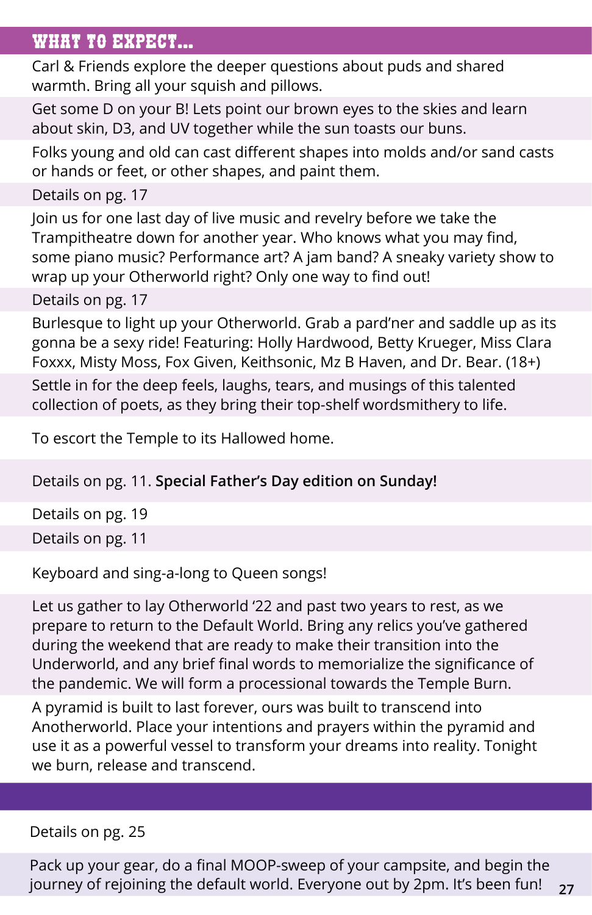## WHAT TO EXPECT...

Carl & Friends explore the deeper questions about puds and shared warmth. Bring all your squish and pillows.

Get some D on your B! Lets point our brown eyes to the skies and learn about skin, D3, and UV together while the sun toasts our buns.

Folks young and old can cast different shapes into molds and/or sand casts or hands or feet, or other shapes, and paint them.

Details on pg. 17

Join us for one last day of live music and revelry before we take the Trampitheatre down for another year. Who knows what you may find, some piano music? Performance art? A jam band? A sneaky variety show to wrap up your Otherworld right? Only one way to find out!

Details on pg. 17

Burlesque to light up your Otherworld. Grab a pard'ner and saddle up as its gonna be a sexy ride! Featuring: Holly Hardwood, Betty Krueger, Miss Clara Foxxx, Misty Moss, Fox Given, Keithsonic, Mz B Haven, and Dr. Bear. (18+)

Settle in for the deep feels, laughs, tears, and musings of this talented collection of poets, as they bring their top-shelf wordsmithery to life.

To escort the Temple to its Hallowed home.

Details on pg. 11. **Special Father's Day edition on Sunday!**

Details on pg. 19

Details on pg. 11

Keyboard and sing-a-long to Queen songs!

Let us gather to lay Otherworld '22 and past two years to rest, as we prepare to return to the Default World. Bring any relics you've gathered during the weekend that are ready to make their transition into the Underworld, and any brief final words to memorialize the significance of the pandemic. We will form a processional towards the Temple Burn.

A pyramid is built to last forever, ours was built to transcend into Anotherworld. Place your intentions and prayers within the pyramid and use it as a powerful vessel to transform your dreams into reality. Tonight we burn, release and transcend.

Details on pg. 25

Pack up your gear, do a final MOOP-sweep of your campsite, and begin the journey of rejoining the default world. Everyone out by 2pm. It's been fun!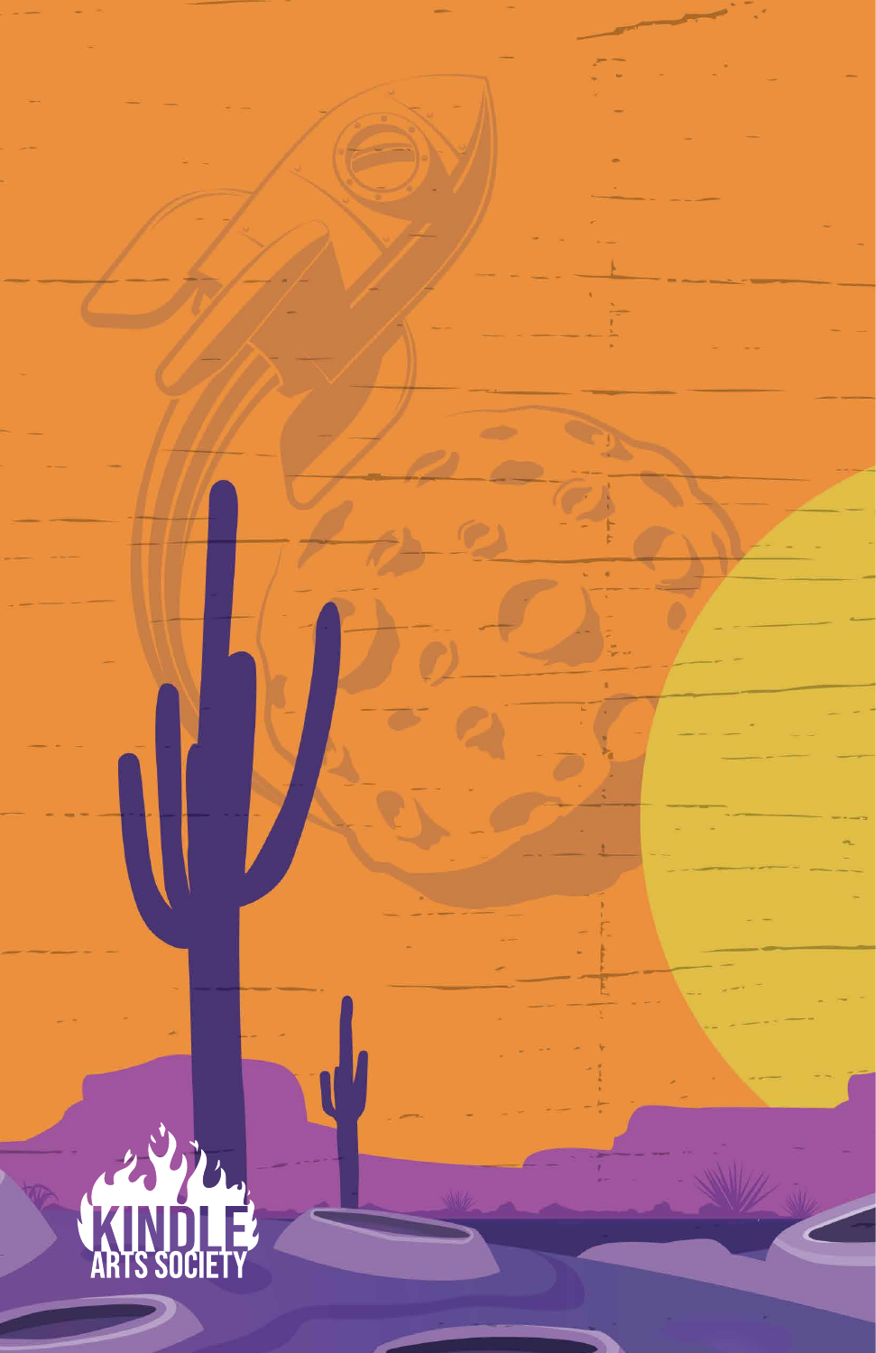KINDLE ARTS SOCIETY